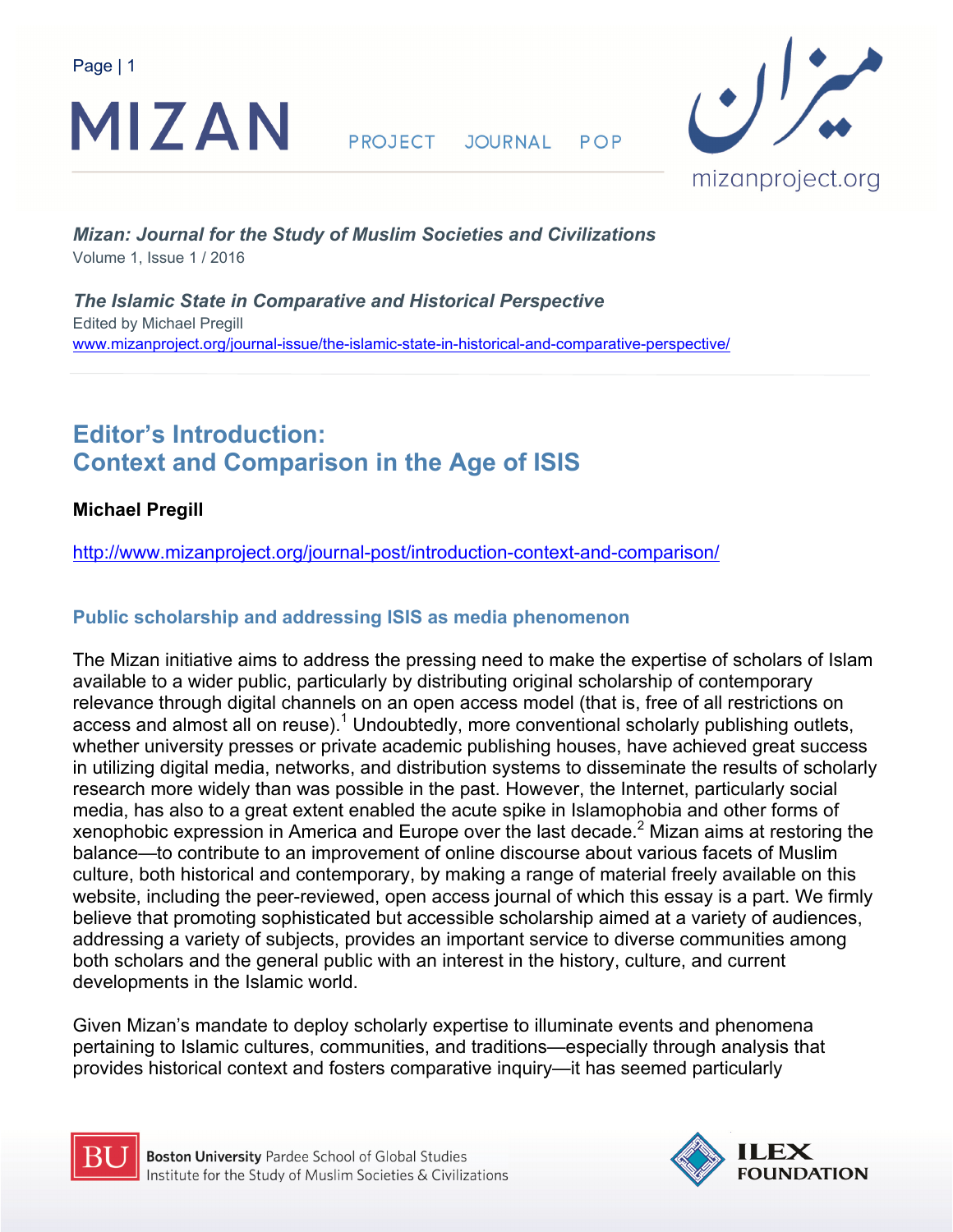*Mizan: Journal for the Study of Muslim Societies and Civilizations*
Volume 1, Issue 1 / 2016

***The Islamic State in Comparative and Historical Perspective***
Edited by Michael Pregill
www.mizanproject.org/journal-issue/the-islamic-state-in-historical-and-comparative-perspective/

# Editor's Introduction: Context and Comparison in the Age of ISIS

**Michael Pregill**

http://www.mizanproject.org/journal-post/introduction-context-and-comparison/

## Public scholarship and addressing ISIS as media phenomenon

The Mizan initiative aims to address the pressing need to make the expertise of scholars of Islam available to a wider public, particularly by distributing original scholarship of contemporary relevance through digital channels on an open access model (that is, free of all restrictions on access and almost all on reuse).[1] Undoubtedly, more conventional scholarly publishing outlets, whether university presses or private academic publishing houses, have achieved great success in utilizing digital media, networks, and distribution systems to disseminate the results of scholarly research more widely than was possible in the past. However, the Internet, particularly social media, has also to a great extent enabled the acute spike in Islamophobia and other forms of xenophobic expression in America and Europe over the last decade.[2] Mizan aims at restoring the balance—to contribute to an improvement of online discourse about various facets of Muslim culture, both historical and contemporary, by making a range of material freely available on this website, including the peer-reviewed, open access journal of which this essay is a part. We firmly believe that promoting sophisticated but accessible scholarship aimed at a variety of audiences, addressing a variety of subjects, provides an important service to diverse communities among both scholars and the general public with an interest in the history, culture, and current developments in the Islamic world.

Given Mizan's mandate to deploy scholarly expertise to illuminate events and phenomena pertaining to Islamic cultures, communities, and traditions—especially through analysis that provides historical context and fosters comparative inquiry—it has seemed particularly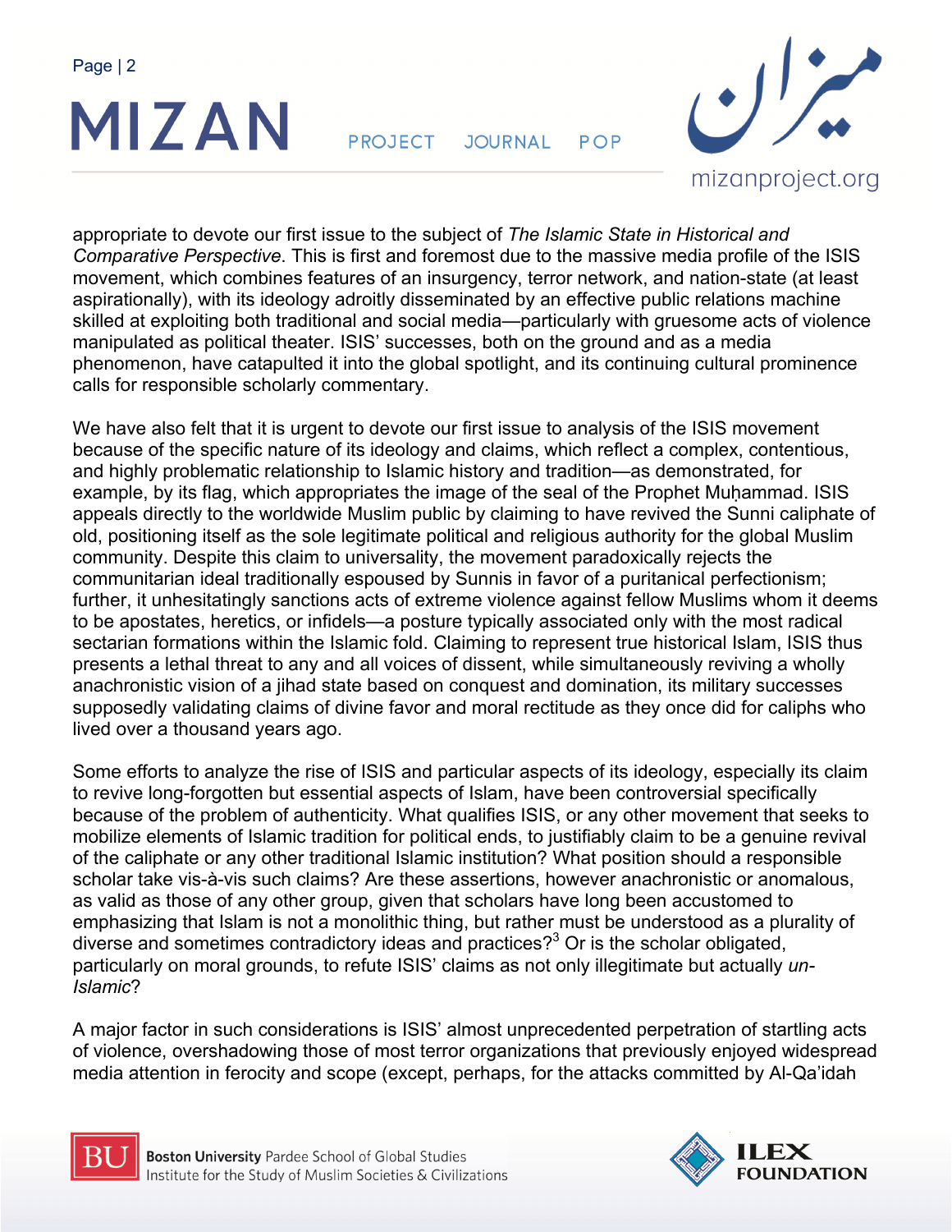appropriate to devote our first issue to the subject of *The Islamic State in Historical and Comparative Perspective*. This is first and foremost due to the massive media profile of the ISIS movement, which combines features of an insurgency, terror network, and nation-state (at least aspirationally), with its ideology adroitly disseminated by an effective public relations machine skilled at exploiting both traditional and social media—particularly with gruesome acts of violence manipulated as political theater. ISIS' successes, both on the ground and as a media phenomenon, have catapulted it into the global spotlight, and its continuing cultural prominence calls for responsible scholarly commentary.

We have also felt that it is urgent to devote our first issue to analysis of the ISIS movement because of the specific nature of its ideology and claims, which reflect a complex, contentious, and highly problematic relationship to Islamic history and tradition—as demonstrated, for example, by its flag, which appropriates the image of the seal of the Prophet Muḥammad. ISIS appeals directly to the worldwide Muslim public by claiming to have revived the Sunni caliphate of old, positioning itself as the sole legitimate political and religious authority for the global Muslim community. Despite this claim to universality, the movement paradoxically rejects the communitarian ideal traditionally espoused by Sunnis in favor of a puritanical perfectionism; further, it unhesitatingly sanctions acts of extreme violence against fellow Muslims whom it deems to be apostates, heretics, or infidels—a posture typically associated only with the most radical sectarian formations within the Islamic fold. Claiming to represent true historical Islam, ISIS thus presents a lethal threat to any and all voices of dissent, while simultaneously reviving a wholly anachronistic vision of a jihad state based on conquest and domination, its military successes supposedly validating claims of divine favor and moral rectitude as they once did for caliphs who lived over a thousand years ago.

Some efforts to analyze the rise of ISIS and particular aspects of its ideology, especially its claim to revive long-forgotten but essential aspects of Islam, have been controversial specifically because of the problem of authenticity. What qualifies ISIS, or any other movement that seeks to mobilize elements of Islamic tradition for political ends, to justifiably claim to be a genuine revival of the caliphate or any other traditional Islamic institution? What position should a responsible scholar take vis-à-vis such claims? Are these assertions, however anachronistic or anomalous, as valid as those of any other group, given that scholars have long been accustomed to emphasizing that Islam is not a monolithic thing, but rather must be understood as a plurality of diverse and sometimes contradictory ideas and practices?[3] Or is the scholar obligated, particularly on moral grounds, to refute ISIS' claims as not only illegitimate but actually *un-Islamic*?

A major factor in such considerations is ISIS' almost unprecedented perpetration of startling acts of violence, overshadowing those of most terror organizations that previously enjoyed widespread media attention in ferocity and scope (except, perhaps, for the attacks committed by Al-Qa'idah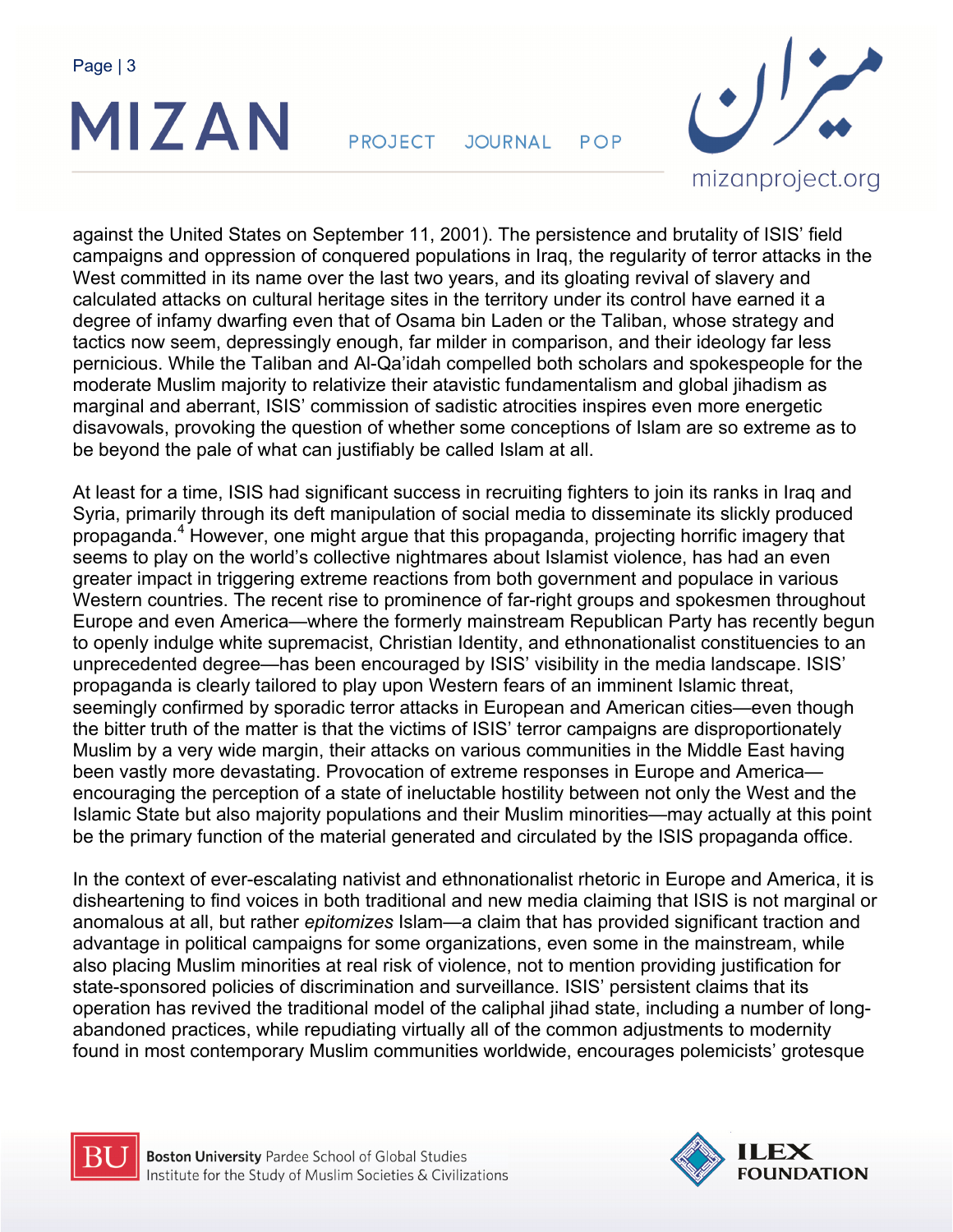against the United States on September 11, 2001). The persistence and brutality of ISIS' field campaigns and oppression of conquered populations in Iraq, the regularity of terror attacks in the West committed in its name over the last two years, and its gloating revival of slavery and calculated attacks on cultural heritage sites in the territory under its control have earned it a degree of infamy dwarfing even that of Osama bin Laden or the Taliban, whose strategy and tactics now seem, depressingly enough, far milder in comparison, and their ideology far less pernicious. While the Taliban and Al-Qa'idah compelled both scholars and spokespeople for the moderate Muslim majority to relativize their atavistic fundamentalism and global jihadism as marginal and aberrant, ISIS' commission of sadistic atrocities inspires even more energetic disavowals, provoking the question of whether some conceptions of Islam are so extreme as to be beyond the pale of what can justifiably be called Islam at all.

At least for a time, ISIS had significant success in recruiting fighters to join its ranks in Iraq and Syria, primarily through its deft manipulation of social media to disseminate its slickly produced propaganda.[4] However, one might argue that this propaganda, projecting horrific imagery that seems to play on the world's collective nightmares about Islamist violence, has had an even greater impact in triggering extreme reactions from both government and populace in various Western countries. The recent rise to prominence of far-right groups and spokesmen throughout Europe and even America—where the formerly mainstream Republican Party has recently begun to openly indulge white supremacist, Christian Identity, and ethnonationalist constituencies to an unprecedented degree—has been encouraged by ISIS' visibility in the media landscape. ISIS' propaganda is clearly tailored to play upon Western fears of an imminent Islamic threat, seemingly confirmed by sporadic terror attacks in European and American cities—even though the bitter truth of the matter is that the victims of ISIS' terror campaigns are disproportionately Muslim by a very wide margin, their attacks on various communities in the Middle East having been vastly more devastating. Provocation of extreme responses in Europe and America—encouraging the perception of a state of ineluctable hostility between not only the West and the Islamic State but also majority populations and their Muslim minorities—may actually at this point be the primary function of the material generated and circulated by the ISIS propaganda office.

In the context of ever-escalating nativist and ethnonationalist rhetoric in Europe and America, it is disheartening to find voices in both traditional and new media claiming that ISIS is not marginal or anomalous at all, but rather *epitomizes* Islam—a claim that has provided significant traction and advantage in political campaigns for some organizations, even some in the mainstream, while also placing Muslim minorities at real risk of violence, not to mention providing justification for state-sponsored policies of discrimination and surveillance. ISIS' persistent claims that its operation has revived the traditional model of the caliphal jihad state, including a number of long-abandoned practices, while repudiating virtually all of the common adjustments to modernity found in most contemporary Muslim communities worldwide, encourages polemicists' grotesque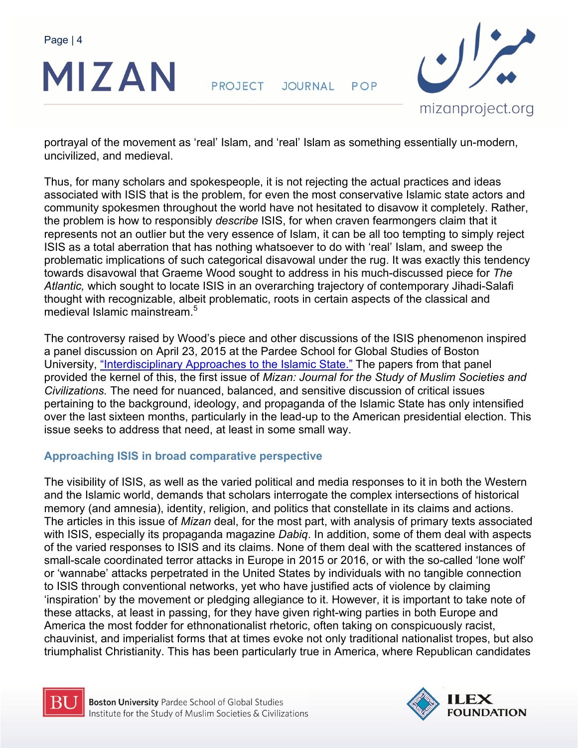portrayal of the movement as 'real' Islam, and 'real' Islam as something essentially un-modern, uncivilized, and medieval.

Thus, for many scholars and spokespeople, it is not rejecting the actual practices and ideas associated with ISIS that is the problem, for even the most conservative Islamic state actors and community spokesmen throughout the world have not hesitated to disavow it completely. Rather, the problem is how to responsibly *describe* ISIS, for when craven fearmongers claim that it represents not an outlier but the very essence of Islam, it can be all too tempting to simply reject ISIS as a total aberration that has nothing whatsoever to do with 'real' Islam, and sweep the problematic implications of such categorical disavowal under the rug. It was exactly this tendency towards disavowal that Graeme Wood sought to address in his much-discussed piece for *The Atlantic,* which sought to locate ISIS in an overarching trajectory of contemporary Jihadi-Salafi thought with recognizable, albeit problematic, roots in certain aspects of the classical and medieval Islamic mainstream.[5]

The controversy raised by Wood's piece and other discussions of the ISIS phenomenon inspired a panel discussion on April 23, 2015 at the Pardee School for Global Studies of Boston University, "Interdisciplinary Approaches to the Islamic State." The papers from that panel provided the kernel of this, the first issue of *Mizan: Journal for the Study of Muslim Societies and Civilizations.* The need for nuanced, balanced, and sensitive discussion of critical issues pertaining to the background, ideology, and propaganda of the Islamic State has only intensified over the last sixteen months, particularly in the lead-up to the American presidential election. This issue seeks to address that need, at least in some small way.

### Approaching ISIS in broad comparative perspective

The visibility of ISIS, as well as the varied political and media responses to it in both the Western and the Islamic world, demands that scholars interrogate the complex intersections of historical memory (and amnesia), identity, religion, and politics that constellate in its claims and actions. The articles in this issue of *Mizan* deal, for the most part, with analysis of primary texts associated with ISIS, especially its propaganda magazine *Dabiq*. In addition, some of them deal with aspects of the varied responses to ISIS and its claims. None of them deal with the scattered instances of small-scale coordinated terror attacks in Europe in 2015 or 2016, or with the so-called 'lone wolf' or 'wannabe' attacks perpetrated in the United States by individuals with no tangible connection to ISIS through conventional networks, yet who have justified acts of violence by claiming 'inspiration' by the movement or pledging allegiance to it. However, it is important to take note of these attacks, at least in passing, for they have given right-wing parties in both Europe and America the most fodder for ethnonationalist rhetoric, often taking on conspicuously racist, chauvinist, and imperialist forms that at times evoke not only traditional nationalist tropes, but also triumphalist Christianity. This has been particularly true in America, where Republican candidates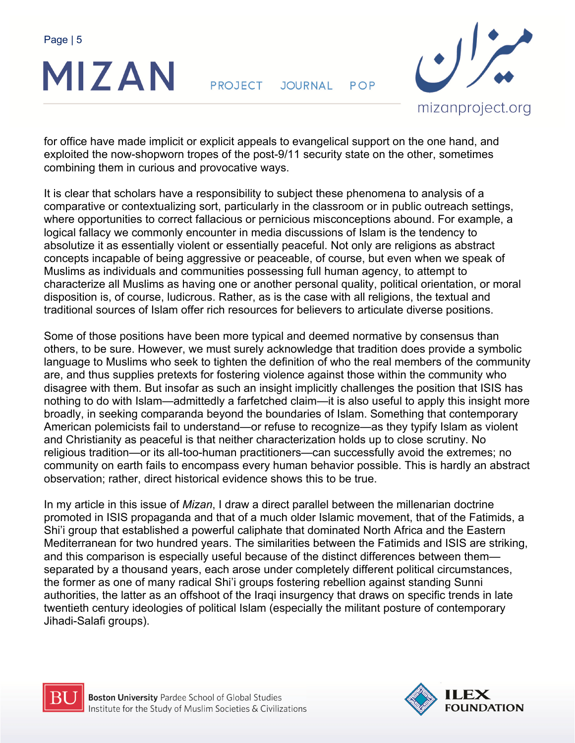for office have made implicit or explicit appeals to evangelical support on the one hand, and exploited the now-shopworn tropes of the post-9/11 security state on the other, sometimes combining them in curious and provocative ways.

It is clear that scholars have a responsibility to subject these phenomena to analysis of a comparative or contextualizing sort, particularly in the classroom or in public outreach settings, where opportunities to correct fallacious or pernicious misconceptions abound. For example, a logical fallacy we commonly encounter in media discussions of Islam is the tendency to absolutize it as essentially violent or essentially peaceful. Not only are religions as abstract concepts incapable of being aggressive or peaceable, of course, but even when we speak of Muslims as individuals and communities possessing full human agency, to attempt to characterize all Muslims as having one or another personal quality, political orientation, or moral disposition is, of course, ludicrous. Rather, as is the case with all religions, the textual and traditional sources of Islam offer rich resources for believers to articulate diverse positions.

Some of those positions have been more typical and deemed normative by consensus than others, to be sure. However, we must surely acknowledge that tradition does provide a symbolic language to Muslims who seek to tighten the definition of who the real members of the community are, and thus supplies pretexts for fostering violence against those within the community who disagree with them. But insofar as such an insight implicitly challenges the position that ISIS has nothing to do with Islam—admittedly a farfetched claim—it is also useful to apply this insight more broadly, in seeking comparanda beyond the boundaries of Islam. Something that contemporary American polemicists fail to understand—or refuse to recognize—as they typify Islam as violent and Christianity as peaceful is that neither characterization holds up to close scrutiny. No religious tradition—or its all-too-human practitioners—can successfully avoid the extremes; no community on earth fails to encompass every human behavior possible. This is hardly an abstract observation; rather, direct historical evidence shows this to be true.

In my article in this issue of *Mizan*, I draw a direct parallel between the millenarian doctrine promoted in ISIS propaganda and that of a much older Islamic movement, that of the Fatimids, a Shi'i group that established a powerful caliphate that dominated North Africa and the Eastern Mediterranean for two hundred years. The similarities between the Fatimids and ISIS are striking, and this comparison is especially useful because of the distinct differences between them—separated by a thousand years, each arose under completely different political circumstances, the former as one of many radical Shi'i groups fostering rebellion against standing Sunni authorities, the latter as an offshoot of the Iraqi insurgency that draws on specific trends in late twentieth century ideologies of political Islam (especially the militant posture of contemporary Jihadi-Salafi groups).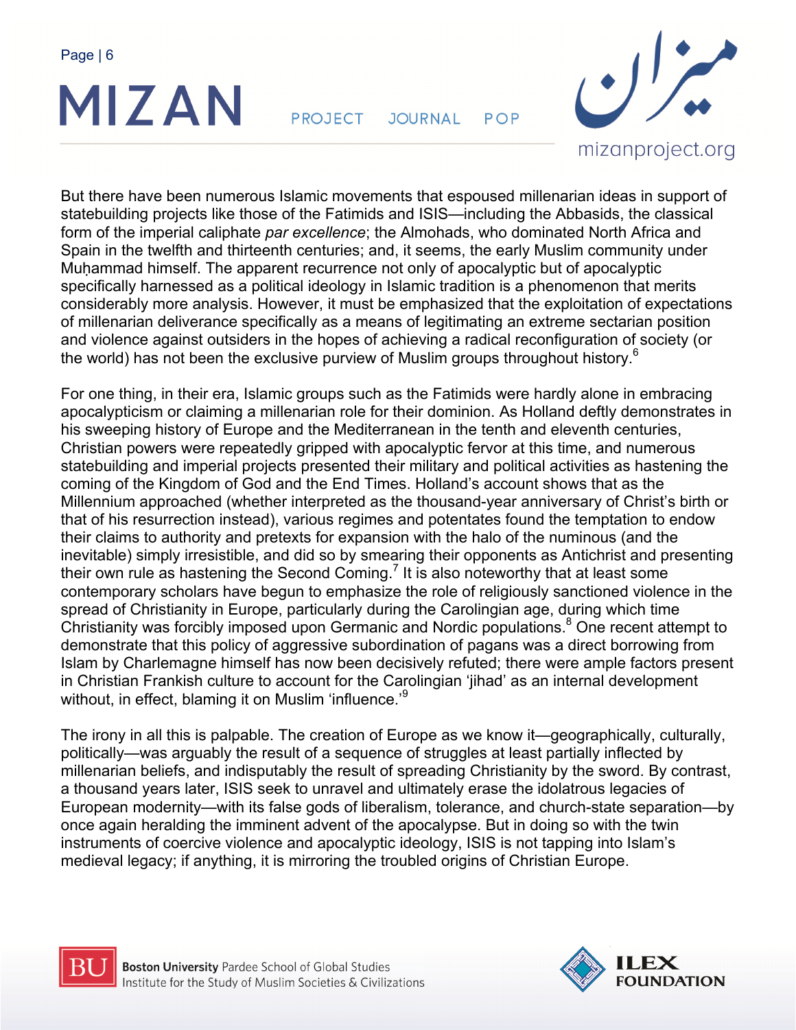But there have been numerous Islamic movements that espoused millenarian ideas in support of statebuilding projects like those of the Fatimids and ISIS—including the Abbasids, the classical form of the imperial caliphate *par excellence*; the Almohads, who dominated North Africa and Spain in the twelfth and thirteenth centuries; and, it seems, the early Muslim community under Muḥammad himself. The apparent recurrence not only of apocalyptic but of apocalyptic specifically harnessed as a political ideology in Islamic tradition is a phenomenon that merits considerably more analysis. However, it must be emphasized that the exploitation of expectations of millenarian deliverance specifically as a means of legitimating an extreme sectarian position and violence against outsiders in the hopes of achieving a radical reconfiguration of society (or the world) has not been the exclusive purview of Muslim groups throughout history.[6]

For one thing, in their era, Islamic groups such as the Fatimids were hardly alone in embracing apocalypticism or claiming a millenarian role for their dominion. As Holland deftly demonstrates in his sweeping history of Europe and the Mediterranean in the tenth and eleventh centuries, Christian powers were repeatedly gripped with apocalyptic fervor at this time, and numerous statebuilding and imperial projects presented their military and political activities as hastening the coming of the Kingdom of God and the End Times. Holland's account shows that as the Millennium approached (whether interpreted as the thousand-year anniversary of Christ's birth or that of his resurrection instead), various regimes and potentates found the temptation to endow their claims to authority and pretexts for expansion with the halo of the numinous (and the inevitable) simply irresistible, and did so by smearing their opponents as Antichrist and presenting their own rule as hastening the Second Coming.[7] It is also noteworthy that at least some contemporary scholars have begun to emphasize the role of religiously sanctioned violence in the spread of Christianity in Europe, particularly during the Carolingian age, during which time Christianity was forcibly imposed upon Germanic and Nordic populations.[8] One recent attempt to demonstrate that this policy of aggressive subordination of pagans was a direct borrowing from Islam by Charlemagne himself has now been decisively refuted; there were ample factors present in Christian Frankish culture to account for the Carolingian 'jihad' as an internal development without, in effect, blaming it on Muslim 'influence.'[9]

The irony in all this is palpable. The creation of Europe as we know it—geographically, culturally, politically—was arguably the result of a sequence of struggles at least partially inflected by millenarian beliefs, and indisputably the result of spreading Christianity by the sword. By contrast, a thousand years later, ISIS seek to unravel and ultimately erase the idolatrous legacies of European modernity—with its false gods of liberalism, tolerance, and church-state separation—by once again heralding the imminent advent of the apocalypse. But in doing so with the twin instruments of coercive violence and apocalyptic ideology, ISIS is not tapping into Islam's medieval legacy; if anything, it is mirroring the troubled origins of Christian Europe.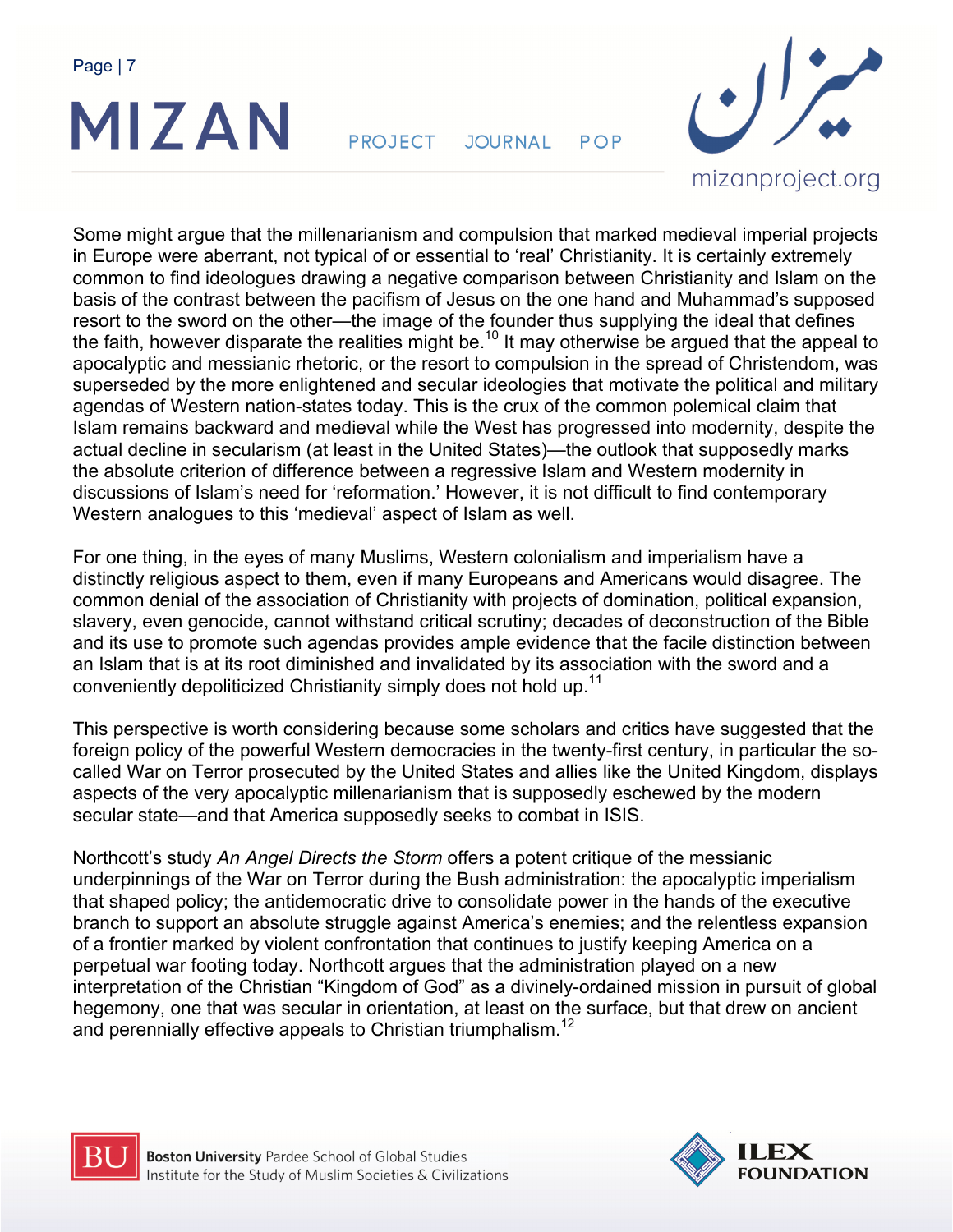Some might argue that the millenarianism and compulsion that marked medieval imperial projects in Europe were aberrant, not typical of or essential to 'real' Christianity. It is certainly extremely common to find ideologues drawing a negative comparison between Christianity and Islam on the basis of the contrast between the pacifism of Jesus on the one hand and Muhammad's supposed resort to the sword on the other—the image of the founder thus supplying the ideal that defines the faith, however disparate the realities might be.[10] It may otherwise be argued that the appeal to apocalyptic and messianic rhetoric, or the resort to compulsion in the spread of Christendom, was superseded by the more enlightened and secular ideologies that motivate the political and military agendas of Western nation-states today. This is the crux of the common polemical claim that Islam remains backward and medieval while the West has progressed into modernity, despite the actual decline in secularism (at least in the United States)—the outlook that supposedly marks the absolute criterion of difference between a regressive Islam and Western modernity in discussions of Islam's need for 'reformation.' However, it is not difficult to find contemporary Western analogues to this 'medieval' aspect of Islam as well.

For one thing, in the eyes of many Muslims, Western colonialism and imperialism have a distinctly religious aspect to them, even if many Europeans and Americans would disagree. The common denial of the association of Christianity with projects of domination, political expansion, slavery, even genocide, cannot withstand critical scrutiny; decades of deconstruction of the Bible and its use to promote such agendas provides ample evidence that the facile distinction between an Islam that is at its root diminished and invalidated by its association with the sword and a conveniently depoliticized Christianity simply does not hold up.[11]

This perspective is worth considering because some scholars and critics have suggested that the foreign policy of the powerful Western democracies in the twenty-first century, in particular the so-called War on Terror prosecuted by the United States and allies like the United Kingdom, displays aspects of the very apocalyptic millenarianism that is supposedly eschewed by the modern secular state—and that America supposedly seeks to combat in ISIS.

Northcott's study *An Angel Directs the Storm* offers a potent critique of the messianic underpinnings of the War on Terror during the Bush administration: the apocalyptic imperialism that shaped policy; the antidemocratic drive to consolidate power in the hands of the executive branch to support an absolute struggle against America's enemies; and the relentless expansion of a frontier marked by violent confrontation that continues to justify keeping America on a perpetual war footing today. Northcott argues that the administration played on a new interpretation of the Christian "Kingdom of God" as a divinely-ordained mission in pursuit of global hegemony, one that was secular in orientation, at least on the surface, but that drew on ancient and perennially effective appeals to Christian triumphalism.[12]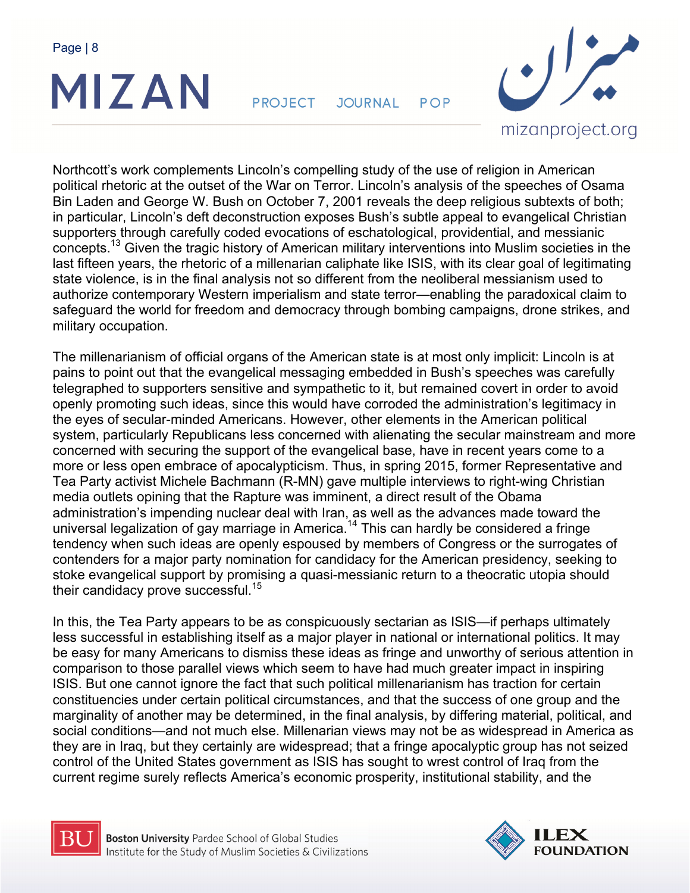Northcott's work complements Lincoln's compelling study of the use of religion in American political rhetoric at the outset of the War on Terror. Lincoln's analysis of the speeches of Osama Bin Laden and George W. Bush on October 7, 2001 reveals the deep religious subtexts of both; in particular, Lincoln's deft deconstruction exposes Bush's subtle appeal to evangelical Christian supporters through carefully coded evocations of eschatological, providential, and messianic concepts.[13] Given the tragic history of American military interventions into Muslim societies in the last fifteen years, the rhetoric of a millenarian caliphate like ISIS, with its clear goal of legitimating state violence, is in the final analysis not so different from the neoliberal messianism used to authorize contemporary Western imperialism and state terror—enabling the paradoxical claim to safeguard the world for freedom and democracy through bombing campaigns, drone strikes, and military occupation.

The millenarianism of official organs of the American state is at most only implicit: Lincoln is at pains to point out that the evangelical messaging embedded in Bush's speeches was carefully telegraphed to supporters sensitive and sympathetic to it, but remained covert in order to avoid openly promoting such ideas, since this would have corroded the administration's legitimacy in the eyes of secular-minded Americans. However, other elements in the American political system, particularly Republicans less concerned with alienating the secular mainstream and more concerned with securing the support of the evangelical base, have in recent years come to a more or less open embrace of apocalypticism. Thus, in spring 2015, former Representative and Tea Party activist Michele Bachmann (R-MN) gave multiple interviews to right-wing Christian media outlets opining that the Rapture was imminent, a direct result of the Obama administration's impending nuclear deal with Iran, as well as the advances made toward the universal legalization of gay marriage in America.[14] This can hardly be considered a fringe tendency when such ideas are openly espoused by members of Congress or the surrogates of contenders for a major party nomination for candidacy for the American presidency, seeking to stoke evangelical support by promising a quasi-messianic return to a theocratic utopia should their candidacy prove successful.[15]

In this, the Tea Party appears to be as conspicuously sectarian as ISIS—if perhaps ultimately less successful in establishing itself as a major player in national or international politics. It may be easy for many Americans to dismiss these ideas as fringe and unworthy of serious attention in comparison to those parallel views which seem to have had much greater impact in inspiring ISIS. But one cannot ignore the fact that such political millenarianism has traction for certain constituencies under certain political circumstances, and that the success of one group and the marginality of another may be determined, in the final analysis, by differing material, political, and social conditions—and not much else. Millenarian views may not be as widespread in America as they are in Iraq, but they certainly are widespread; that a fringe apocalyptic group has not seized control of the United States government as ISIS has sought to wrest control of Iraq from the current regime surely reflects America's economic prosperity, institutional stability, and the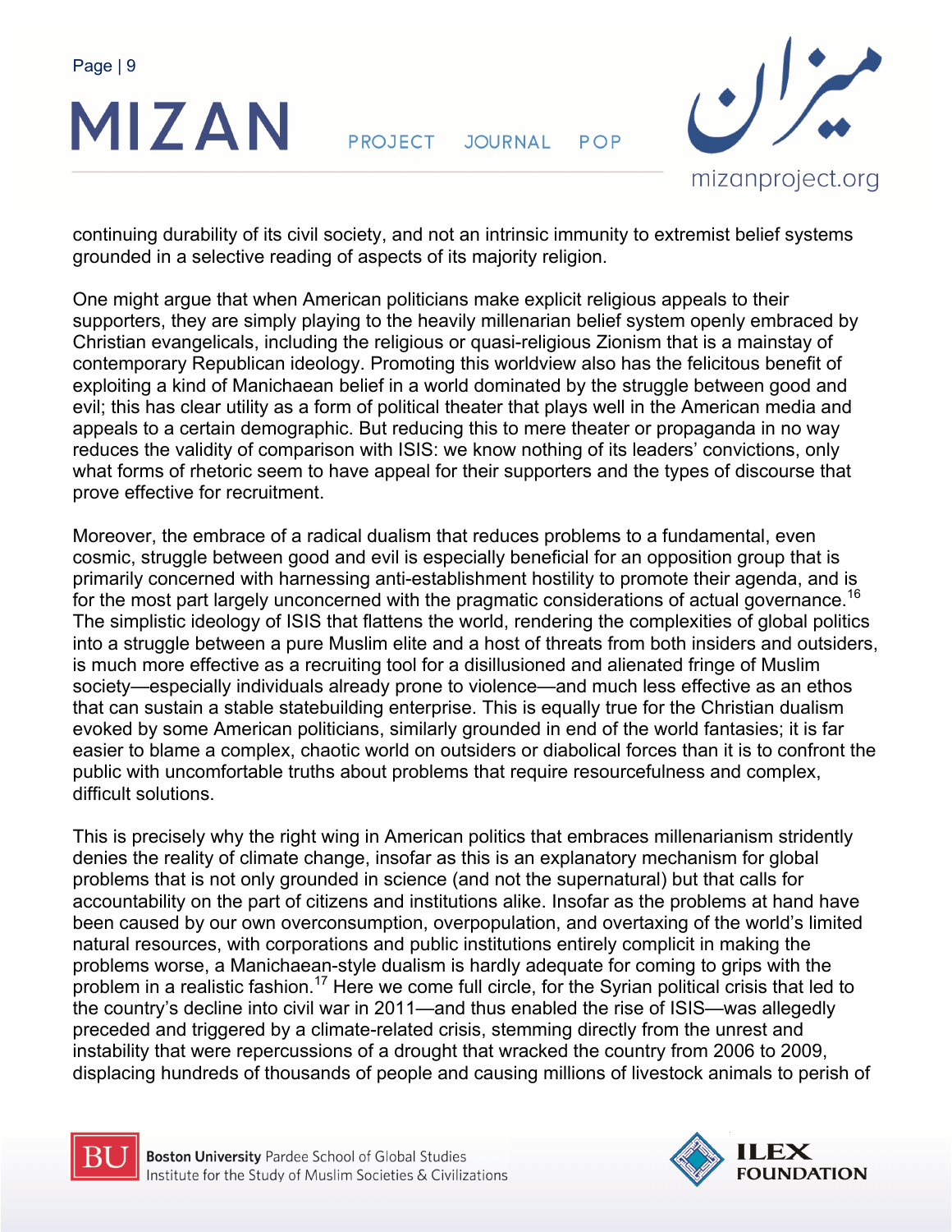continuing durability of its civil society, and not an intrinsic immunity to extremist belief systems grounded in a selective reading of aspects of its majority religion.

One might argue that when American politicians make explicit religious appeals to their supporters, they are simply playing to the heavily millenarian belief system openly embraced by Christian evangelicals, including the religious or quasi-religious Zionism that is a mainstay of contemporary Republican ideology. Promoting this worldview also has the felicitous benefit of exploiting a kind of Manichaean belief in a world dominated by the struggle between good and evil; this has clear utility as a form of political theater that plays well in the American media and appeals to a certain demographic. But reducing this to mere theater or propaganda in no way reduces the validity of comparison with ISIS: we know nothing of its leaders' convictions, only what forms of rhetoric seem to have appeal for their supporters and the types of discourse that prove effective for recruitment.

Moreover, the embrace of a radical dualism that reduces problems to a fundamental, even cosmic, struggle between good and evil is especially beneficial for an opposition group that is primarily concerned with harnessing anti-establishment hostility to promote their agenda, and is for the most part largely unconcerned with the pragmatic considerations of actual governance.[16] The simplistic ideology of ISIS that flattens the world, rendering the complexities of global politics into a struggle between a pure Muslim elite and a host of threats from both insiders and outsiders, is much more effective as a recruiting tool for a disillusioned and alienated fringe of Muslim society—especially individuals already prone to violence—and much less effective as an ethos that can sustain a stable statebuilding enterprise. This is equally true for the Christian dualism evoked by some American politicians, similarly grounded in end of the world fantasies; it is far easier to blame a complex, chaotic world on outsiders or diabolical forces than it is to confront the public with uncomfortable truths about problems that require resourcefulness and complex, difficult solutions.

This is precisely why the right wing in American politics that embraces millenarianism stridently denies the reality of climate change, insofar as this is an explanatory mechanism for global problems that is not only grounded in science (and not the supernatural) but that calls for accountability on the part of citizens and institutions alike. Insofar as the problems at hand have been caused by our own overconsumption, overpopulation, and overtaxing of the world's limited natural resources, with corporations and public institutions entirely complicit in making the problems worse, a Manichaean-style dualism is hardly adequate for coming to grips with the problem in a realistic fashion.[17] Here we come full circle, for the Syrian political crisis that led to the country's decline into civil war in 2011—and thus enabled the rise of ISIS—was allegedly preceded and triggered by a climate-related crisis, stemming directly from the unrest and instability that were repercussions of a drought that wracked the country from 2006 to 2009, displacing hundreds of thousands of people and causing millions of livestock animals to perish of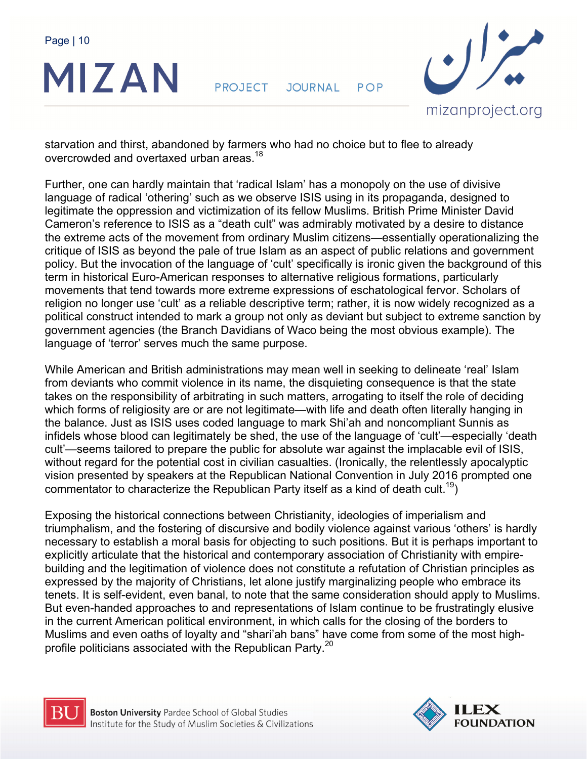starvation and thirst, abandoned by farmers who had no choice but to flee to already overcrowded and overtaxed urban areas.[18]

Further, one can hardly maintain that 'radical Islam' has a monopoly on the use of divisive language of radical 'othering' such as we observe ISIS using in its propaganda, designed to legitimate the oppression and victimization of its fellow Muslims. British Prime Minister David Cameron's reference to ISIS as a "death cult" was admirably motivated by a desire to distance the extreme acts of the movement from ordinary Muslim citizens—essentially operationalizing the critique of ISIS as beyond the pale of true Islam as an aspect of public relations and government policy. But the invocation of the language of 'cult' specifically is ironic given the background of this term in historical Euro-American responses to alternative religious formations, particularly movements that tend towards more extreme expressions of eschatological fervor. Scholars of religion no longer use 'cult' as a reliable descriptive term; rather, it is now widely recognized as a political construct intended to mark a group not only as deviant but subject to extreme sanction by government agencies (the Branch Davidians of Waco being the most obvious example). The language of 'terror' serves much the same purpose.

While American and British administrations may mean well in seeking to delineate 'real' Islam from deviants who commit violence in its name, the disquieting consequence is that the state takes on the responsibility of arbitrating in such matters, arrogating to itself the role of deciding which forms of religiosity are or are not legitimate—with life and death often literally hanging in the balance. Just as ISIS uses coded language to mark Shi'ah and noncompliant Sunnis as infidels whose blood can legitimately be shed, the use of the language of 'cult'—especially 'death cult'—seems tailored to prepare the public for absolute war against the implacable evil of ISIS, without regard for the potential cost in civilian casualties. (Ironically, the relentlessly apocalyptic vision presented by speakers at the Republican National Convention in July 2016 prompted one commentator to characterize the Republican Party itself as a kind of death cult.[19])

Exposing the historical connections between Christianity, ideologies of imperialism and triumphalism, and the fostering of discursive and bodily violence against various 'others' is hardly necessary to establish a moral basis for objecting to such positions. But it is perhaps important to explicitly articulate that the historical and contemporary association of Christianity with empire-building and the legitimation of violence does not constitute a refutation of Christian principles as expressed by the majority of Christians, let alone justify marginalizing people who embrace its tenets. It is self-evident, even banal, to note that the same consideration should apply to Muslims. But even-handed approaches to and representations of Islam continue to be frustratingly elusive in the current American political environment, in which calls for the closing of the borders to Muslims and even oaths of loyalty and "shari'ah bans" have come from some of the most high-profile politicians associated with the Republican Party.[20]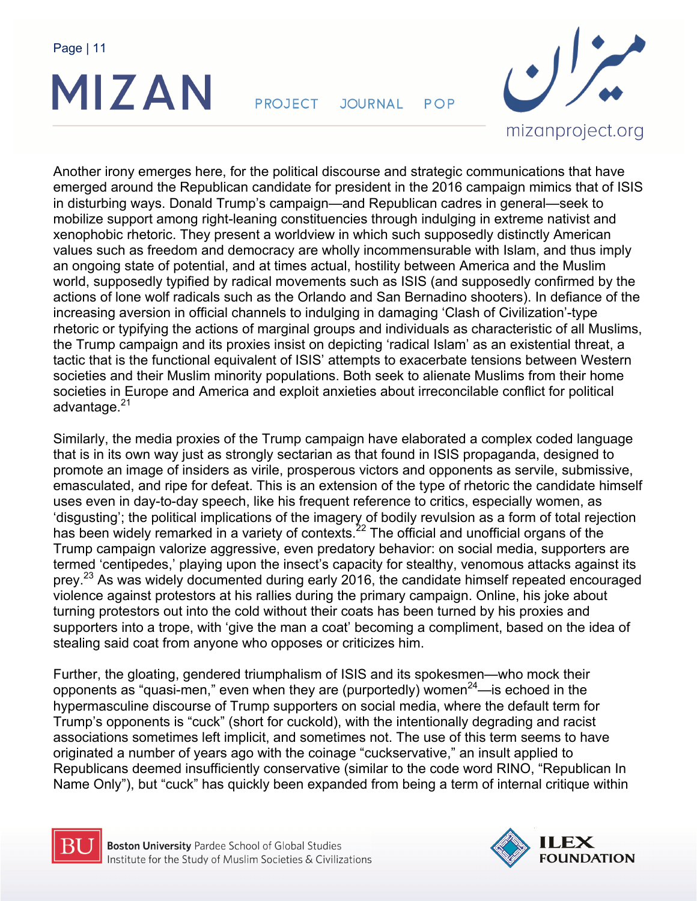Another irony emerges here, for the political discourse and strategic communications that have emerged around the Republican candidate for president in the 2016 campaign mimics that of ISIS in disturbing ways. Donald Trump's campaign—and Republican cadres in general—seek to mobilize support among right-leaning constituencies through indulging in extreme nativist and xenophobic rhetoric. They present a worldview in which such supposedly distinctly American values such as freedom and democracy are wholly incommensurable with Islam, and thus imply an ongoing state of potential, and at times actual, hostility between America and the Muslim world, supposedly typified by radical movements such as ISIS (and supposedly confirmed by the actions of lone wolf radicals such as the Orlando and San Bernadino shooters). In defiance of the increasing aversion in official channels to indulging in damaging 'Clash of Civilization'-type rhetoric or typifying the actions of marginal groups and individuals as characteristic of all Muslims, the Trump campaign and its proxies insist on depicting 'radical Islam' as an existential threat, a tactic that is the functional equivalent of ISIS' attempts to exacerbate tensions between Western societies and their Muslim minority populations. Both seek to alienate Muslims from their home societies in Europe and America and exploit anxieties about irreconcilable conflict for political advantage.[21]

Similarly, the media proxies of the Trump campaign have elaborated a complex coded language that is in its own way just as strongly sectarian as that found in ISIS propaganda, designed to promote an image of insiders as virile, prosperous victors and opponents as servile, submissive, emasculated, and ripe for defeat. This is an extension of the type of rhetoric the candidate himself uses even in day-to-day speech, like his frequent reference to critics, especially women, as 'disgusting'; the political implications of the imagery of bodily revulsion as a form of total rejection has been widely remarked in a variety of contexts.[22] The official and unofficial organs of the Trump campaign valorize aggressive, even predatory behavior: on social media, supporters are termed 'centipedes,' playing upon the insect's capacity for stealthy, venomous attacks against its prey.[23] As was widely documented during early 2016, the candidate himself repeated encouraged violence against protestors at his rallies during the primary campaign. Online, his joke about turning protestors out into the cold without their coats has been turned by his proxies and supporters into a trope, with 'give the man a coat' becoming a compliment, based on the idea of stealing said coat from anyone who opposes or criticizes him.

Further, the gloating, gendered triumphalism of ISIS and its spokesmen—who mock their opponents as "quasi-men," even when they are (purportedly) women[24]—is echoed in the hypermasculine discourse of Trump supporters on social media, where the default term for Trump's opponents is "cuck" (short for cuckold), with the intentionally degrading and racist associations sometimes left implicit, and sometimes not. The use of this term seems to have originated a number of years ago with the coinage "cuckservative," an insult applied to Republicans deemed insufficiently conservative (similar to the code word RINO, "Republican In Name Only"), but "cuck" has quickly been expanded from being a term of internal critique within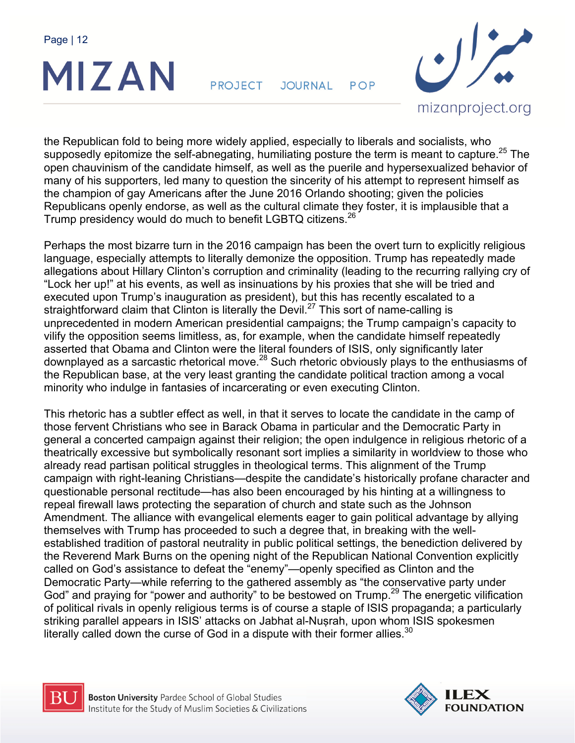the Republican fold to being more widely applied, especially to liberals and socialists, who supposedly epitomize the self-abnegating, humiliating posture the term is meant to capture.[25] The open chauvinism of the candidate himself, as well as the puerile and hypersexualized behavior of many of his supporters, led many to question the sincerity of his attempt to represent himself as the champion of gay Americans after the June 2016 Orlando shooting; given the policies Republicans openly endorse, as well as the cultural climate they foster, it is implausible that a Trump presidency would do much to benefit LGBTQ citizens.[26]

Perhaps the most bizarre turn in the 2016 campaign has been the overt turn to explicitly religious language, especially attempts to literally demonize the opposition. Trump has repeatedly made allegations about Hillary Clinton's corruption and criminality (leading to the recurring rallying cry of "Lock her up!" at his events, as well as insinuations by his proxies that she will be tried and executed upon Trump's inauguration as president), but this has recently escalated to a straightforward claim that Clinton is literally the Devil.[27] This sort of name-calling is unprecedented in modern American presidential campaigns; the Trump campaign's capacity to vilify the opposition seems limitless, as, for example, when the candidate himself repeatedly asserted that Obama and Clinton were the literal founders of ISIS, only significantly later downplayed as a sarcastic rhetorical move.[28] Such rhetoric obviously plays to the enthusiasms of the Republican base, at the very least granting the candidate political traction among a vocal minority who indulge in fantasies of incarcerating or even executing Clinton.

This rhetoric has a subtler effect as well, in that it serves to locate the candidate in the camp of those fervent Christians who see in Barack Obama in particular and the Democratic Party in general a concerted campaign against their religion; the open indulgence in religious rhetoric of a theatrically excessive but symbolically resonant sort implies a similarity in worldview to those who already read partisan political struggles in theological terms. This alignment of the Trump campaign with right-leaning Christians—despite the candidate's historically profane character and questionable personal rectitude—has also been encouraged by his hinting at a willingness to repeal firewall laws protecting the separation of church and state such as the Johnson Amendment. The alliance with evangelical elements eager to gain political advantage by allying themselves with Trump has proceeded to such a degree that, in breaking with the well-established tradition of pastoral neutrality in public political settings, the benediction delivered by the Reverend Mark Burns on the opening night of the Republican National Convention explicitly called on God's assistance to defeat the "enemy"—openly specified as Clinton and the Democratic Party—while referring to the gathered assembly as "the conservative party under God" and praying for "power and authority" to be bestowed on Trump.[29] The energetic vilification of political rivals in openly religious terms is of course a staple of ISIS propaganda; a particularly striking parallel appears in ISIS' attacks on Jabhat al-Nuṣrah, upon whom ISIS spokesmen literally called down the curse of God in a dispute with their former allies.[30]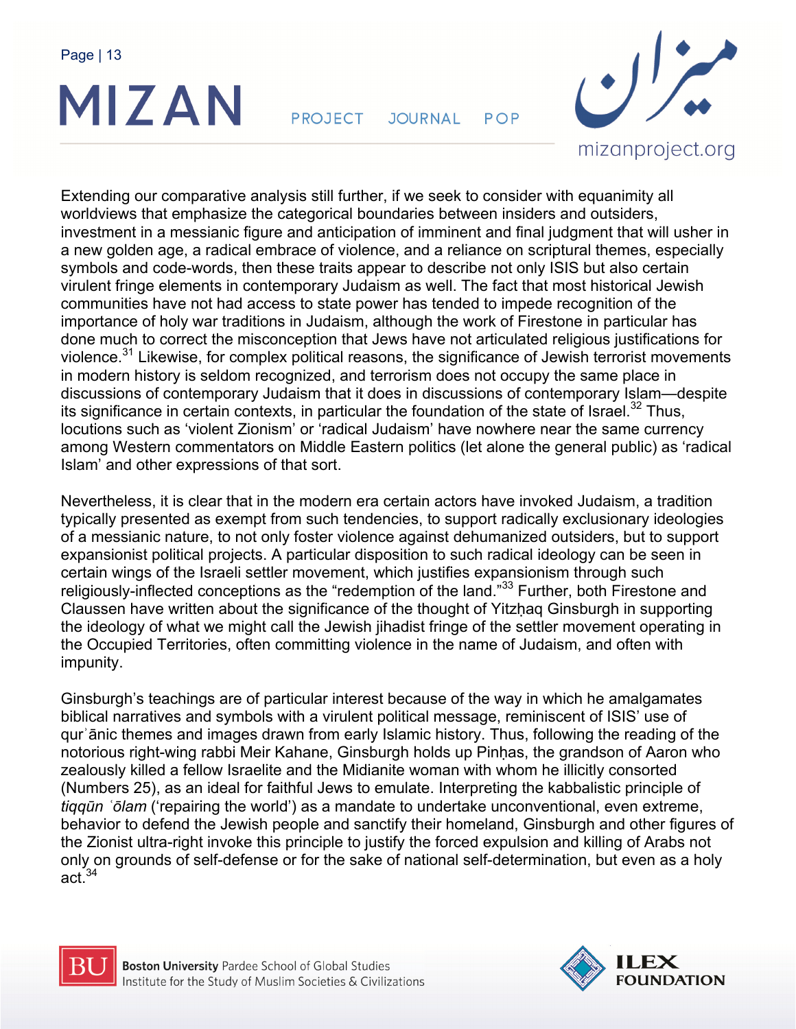Extending our comparative analysis still further, if we seek to consider with equanimity all worldviews that emphasize the categorical boundaries between insiders and outsiders, investment in a messianic figure and anticipation of imminent and final judgment that will usher in a new golden age, a radical embrace of violence, and a reliance on scriptural themes, especially symbols and code-words, then these traits appear to describe not only ISIS but also certain virulent fringe elements in contemporary Judaism as well. The fact that most historical Jewish communities have not had access to state power has tended to impede recognition of the importance of holy war traditions in Judaism, although the work of Firestone in particular has done much to correct the misconception that Jews have not articulated religious justifications for violence.[31] Likewise, for complex political reasons, the significance of Jewish terrorist movements in modern history is seldom recognized, and terrorism does not occupy the same place in discussions of contemporary Judaism that it does in discussions of contemporary Islam—despite its significance in certain contexts, in particular the foundation of the state of Israel.[32] Thus, locutions such as 'violent Zionism' or 'radical Judaism' have nowhere near the same currency among Western commentators on Middle Eastern politics (let alone the general public) as 'radical Islam' and other expressions of that sort.

Nevertheless, it is clear that in the modern era certain actors have invoked Judaism, a tradition typically presented as exempt from such tendencies, to support radically exclusionary ideologies of a messianic nature, to not only foster violence against dehumanized outsiders, but to support expansionist political projects. A particular disposition to such radical ideology can be seen in certain wings of the Israeli settler movement, which justifies expansionism through such religiously-inflected conceptions as the "redemption of the land."[33] Further, both Firestone and Claussen have written about the significance of the thought of Yitzḥaq Ginsburgh in supporting the ideology of what we might call the Jewish jihadist fringe of the settler movement operating in the Occupied Territories, often committing violence in the name of Judaism, and often with impunity.

Ginsburgh's teachings are of particular interest because of the way in which he amalgamates biblical narratives and symbols with a virulent political message, reminiscent of ISIS' use of qurʾānic themes and images drawn from early Islamic history. Thus, following the reading of the notorious right-wing rabbi Meir Kahane, Ginsburgh holds up Pinḥas, the grandson of Aaron who zealously killed a fellow Israelite and the Midianite woman with whom he illicitly consorted (Numbers 25), as an ideal for faithful Jews to emulate. Interpreting the kabbalistic principle of *tiqqūn ʿōlam* ('repairing the world') as a mandate to undertake unconventional, even extreme, behavior to defend the Jewish people and sanctify their homeland, Ginsburgh and other figures of the Zionist ultra-right invoke this principle to justify the forced expulsion and killing of Arabs not only on grounds of self-defense or for the sake of national self-determination, but even as a holy act.[34]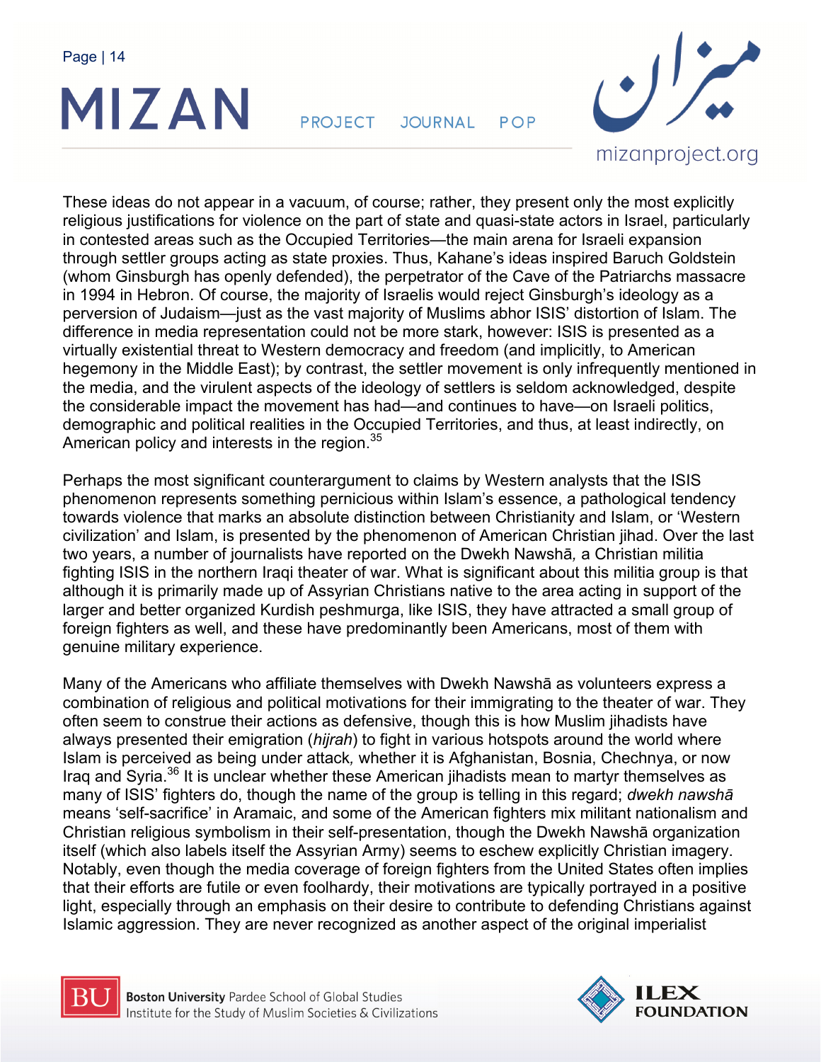These ideas do not appear in a vacuum, of course; rather, they present only the most explicitly religious justifications for violence on the part of state and quasi-state actors in Israel, particularly in contested areas such as the Occupied Territories—the main arena for Israeli expansion through settler groups acting as state proxies. Thus, Kahane's ideas inspired Baruch Goldstein (whom Ginsburgh has openly defended), the perpetrator of the Cave of the Patriarchs massacre in 1994 in Hebron. Of course, the majority of Israelis would reject Ginsburgh's ideology as a perversion of Judaism—just as the vast majority of Muslims abhor ISIS' distortion of Islam. The difference in media representation could not be more stark, however: ISIS is presented as a virtually existential threat to Western democracy and freedom (and implicitly, to American hegemony in the Middle East); by contrast, the settler movement is only infrequently mentioned in the media, and the virulent aspects of the ideology of settlers is seldom acknowledged, despite the considerable impact the movement has had—and continues to have—on Israeli politics, demographic and political realities in the Occupied Territories, and thus, at least indirectly, on American policy and interests in the region.[35]

Perhaps the most significant counterargument to claims by Western analysts that the ISIS phenomenon represents something pernicious within Islam's essence, a pathological tendency towards violence that marks an absolute distinction between Christianity and Islam, or 'Western civilization' and Islam, is presented by the phenomenon of American Christian jihad. Over the last two years, a number of journalists have reported on the Dwekh Nawshā*,* a Christian militia fighting ISIS in the northern Iraqi theater of war. What is significant about this militia group is that although it is primarily made up of Assyrian Christians native to the area acting in support of the larger and better organized Kurdish peshmurga, like ISIS, they have attracted a small group of foreign fighters as well, and these have predominantly been Americans, most of them with genuine military experience.

Many of the Americans who affiliate themselves with Dwekh Nawshā as volunteers express a combination of religious and political motivations for their immigrating to the theater of war. They often seem to construe their actions as defensive, though this is how Muslim jihadists have always presented their emigration (*hijrah*) to fight in various hotspots around the world where Islam is perceived as being under attack*,* whether it is Afghanistan, Bosnia, Chechnya, or now Iraq and Syria.[36] It is unclear whether these American jihadists mean to martyr themselves as many of ISIS' fighters do, though the name of the group is telling in this regard; *dwekh nawshā* means 'self-sacrifice' in Aramaic, and some of the American fighters mix militant nationalism and Christian religious symbolism in their self-presentation, though the Dwekh Nawshā organization itself (which also labels itself the Assyrian Army) seems to eschew explicitly Christian imagery. Notably, even though the media coverage of foreign fighters from the United States often implies that their efforts are futile or even foolhardy, their motivations are typically portrayed in a positive light, especially through an emphasis on their desire to contribute to defending Christians against Islamic aggression. They are never recognized as another aspect of the original imperialist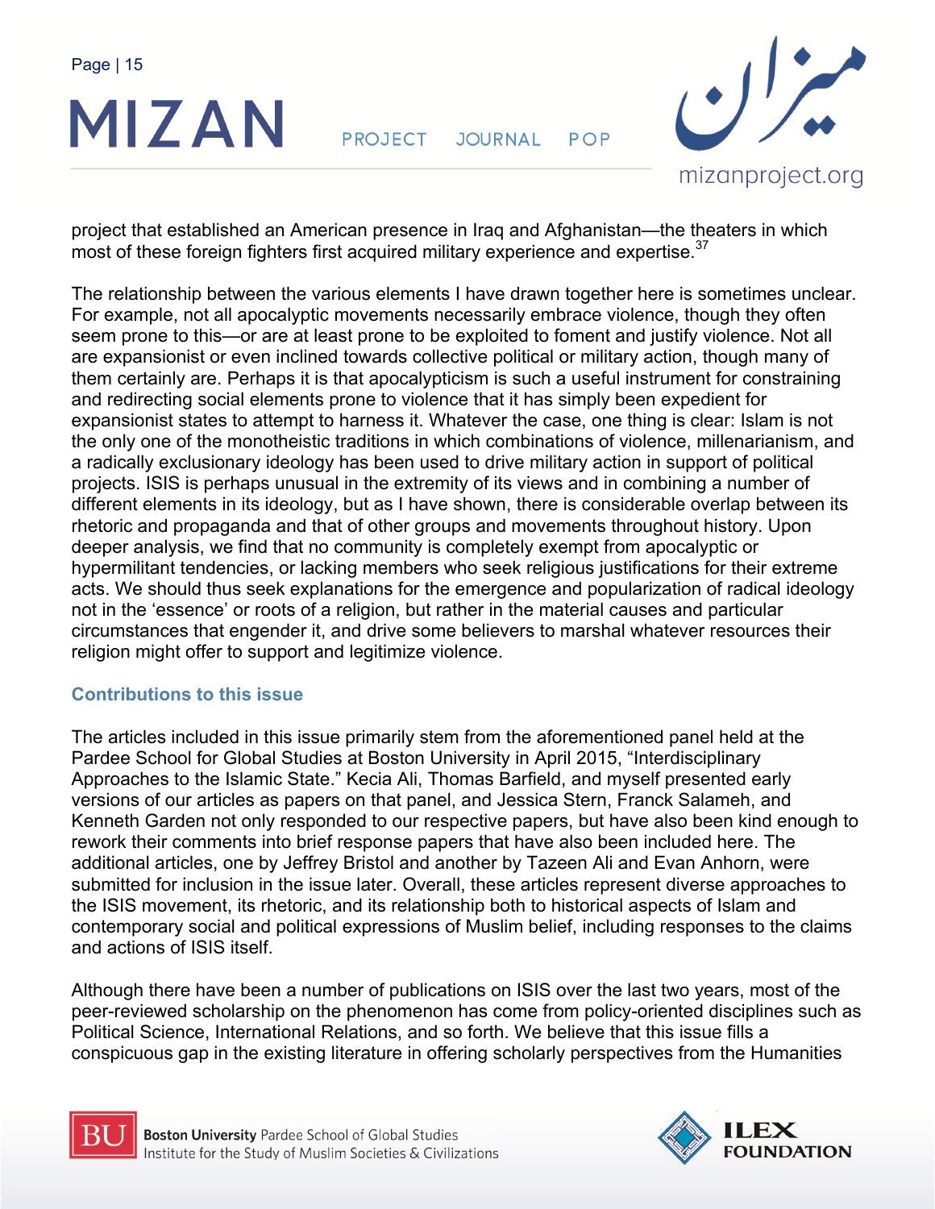project that established an American presence in Iraq and Afghanistan—the theaters in which most of these foreign fighters first acquired military experience and expertise.[37]

The relationship between the various elements I have drawn together here is sometimes unclear. For example, not all apocalyptic movements necessarily embrace violence, though they often seem prone to this—or are at least prone to be exploited to foment and justify violence. Not all are expansionist or even inclined towards collective political or military action, though many of them certainly are. Perhaps it is that apocalypticism is such a useful instrument for constraining and redirecting social elements prone to violence that it has simply been expedient for expansionist states to attempt to harness it. Whatever the case, one thing is clear: Islam is not the only one of the monotheistic traditions in which combinations of violence, millenarianism, and a radically exclusionary ideology has been used to drive military action in support of political projects. ISIS is perhaps unusual in the extremity of its views and in combining a number of different elements in its ideology, but as I have shown, there is considerable overlap between its rhetoric and propaganda and that of other groups and movements throughout history. Upon deeper analysis, we find that no community is completely exempt from apocalyptic or hypermilitant tendencies, or lacking members who seek religious justifications for their extreme acts. We should thus seek explanations for the emergence and popularization of radical ideology not in the 'essence' or roots of a religion, but rather in the material causes and particular circumstances that engender it, and drive some believers to marshal whatever resources their religion might offer to support and legitimize violence.

## Contributions to this issue

The articles included in this issue primarily stem from the aforementioned panel held at the Pardee School for Global Studies at Boston University in April 2015, "Interdisciplinary Approaches to the Islamic State." Kecia Ali, Thomas Barfield, and myself presented early versions of our articles as papers on that panel, and Jessica Stern, Franck Salameh, and Kenneth Garden not only responded to our respective papers, but have also been kind enough to rework their comments into brief response papers that have also been included here. The additional articles, one by Jeffrey Bristol and another by Tazeen Ali and Evan Anhorn, were submitted for inclusion in the issue later. Overall, these articles represent diverse approaches to the ISIS movement, its rhetoric, and its relationship both to historical aspects of Islam and contemporary social and political expressions of Muslim belief, including responses to the claims and actions of ISIS itself.

Although there have been a number of publications on ISIS over the last two years, most of the peer-reviewed scholarship on the phenomenon has come from policy-oriented disciplines such as Political Science, International Relations, and so forth. We believe that this issue fills a conspicuous gap in the existing literature in offering scholarly perspectives from the Humanities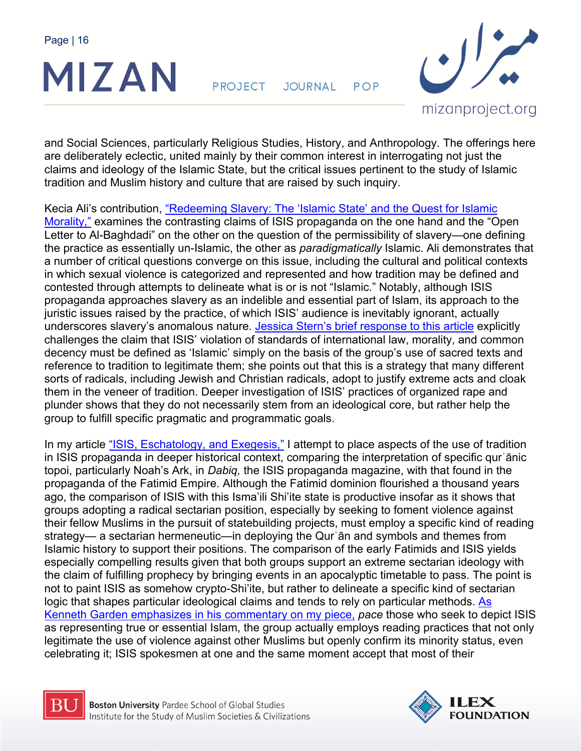and Social Sciences, particularly Religious Studies, History, and Anthropology. The offerings here are deliberately eclectic, united mainly by their common interest in interrogating not just the claims and ideology of the Islamic State, but the critical issues pertinent to the study of Islamic tradition and Muslim history and culture that are raised by such inquiry.

Kecia Ali's contribution, "Redeeming Slavery: The 'Islamic State' and the Quest for Islamic Morality," examines the contrasting claims of ISIS propaganda on the one hand and the "Open Letter to Al-Baghdadi" on the other on the question of the permissibility of slavery—one defining the practice as essentially un-Islamic, the other as *paradigmatically* Islamic. Ali demonstrates that a number of critical questions converge on this issue, including the cultural and political contexts in which sexual violence is categorized and represented and how tradition may be defined and contested through attempts to delineate what is or is not "Islamic." Notably, although ISIS propaganda approaches slavery as an indelible and essential part of Islam, its approach to the juristic issues raised by the practice, of which ISIS' audience is inevitably ignorant, actually underscores slavery's anomalous nature. Jessica Stern's brief response to this article explicitly challenges the claim that ISIS' violation of standards of international law, morality, and common decency must be defined as 'Islamic' simply on the basis of the group's use of sacred texts and reference to tradition to legitimate them; she points out that this is a strategy that many different sorts of radicals, including Jewish and Christian radicals, adopt to justify extreme acts and cloak them in the veneer of tradition. Deeper investigation of ISIS' practices of organized rape and plunder shows that they do not necessarily stem from an ideological core, but rather help the group to fulfill specific pragmatic and programmatic goals.

In my article "ISIS, Eschatology, and Exegesis," I attempt to place aspects of the use of tradition in ISIS propaganda in deeper historical context, comparing the interpretation of specific qurʾānic topoi, particularly Noah's Ark, in *Dabiq,* the ISIS propaganda magazine, with that found in the propaganda of the Fatimid Empire. Although the Fatimid dominion flourished a thousand years ago, the comparison of ISIS with this Isma'ili Shi'ite state is productive insofar as it shows that groups adopting a radical sectarian position, especially by seeking to foment violence against their fellow Muslims in the pursuit of statebuilding projects, must employ a specific kind of reading strategy— a sectarian hermeneutic—in deploying the Qurʾān and symbols and themes from Islamic history to support their positions. The comparison of the early Fatimids and ISIS yields especially compelling results given that both groups support an extreme sectarian ideology with the claim of fulfilling prophecy by bringing events in an apocalyptic timetable to pass. The point is not to paint ISIS as somehow crypto-Shi'ite, but rather to delineate a specific kind of sectarian logic that shapes particular ideological claims and tends to rely on particular methods. As Kenneth Garden emphasizes in his commentary on my piece, *pace* those who seek to depict ISIS as representing true or essential Islam, the group actually employs reading practices that not only legitimate the use of violence against other Muslims but openly confirm its minority status, even celebrating it; ISIS spokesmen at one and the same moment accept that most of their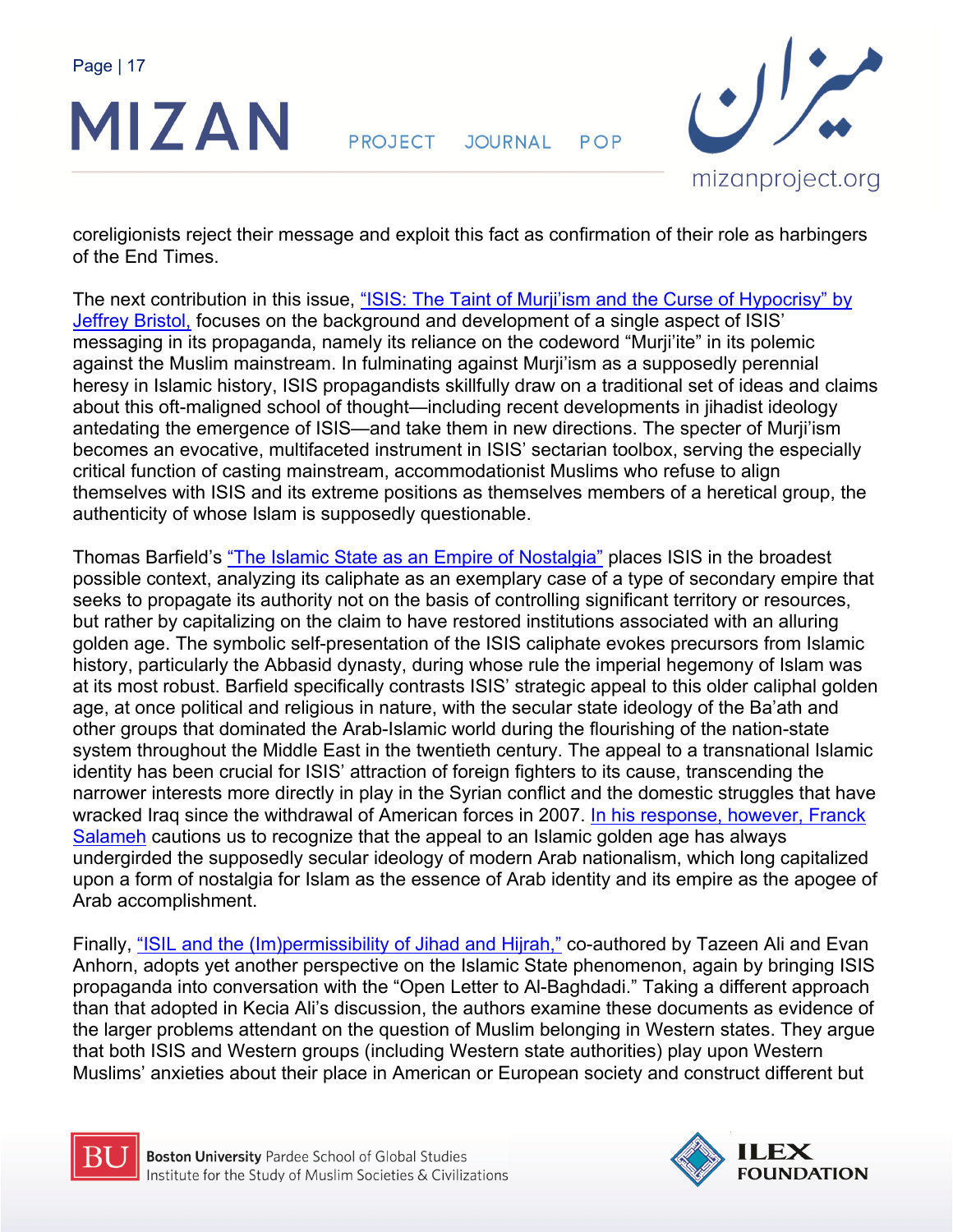coreligionists reject their message and exploit this fact as confirmation of their role as harbingers of the End Times.

The next contribution in this issue, "ISIS: The Taint of Murji'ism and the Curse of Hypocrisy" by Jeffrey Bristol, focuses on the background and development of a single aspect of ISIS' messaging in its propaganda, namely its reliance on the codeword "Murji'ite" in its polemic against the Muslim mainstream. In fulminating against Murji'ism as a supposedly perennial heresy in Islamic history, ISIS propagandists skillfully draw on a traditional set of ideas and claims about this oft-maligned school of thought—including recent developments in jihadist ideology antedating the emergence of ISIS—and take them in new directions. The specter of Murji'ism becomes an evocative, multifaceted instrument in ISIS' sectarian toolbox, serving the especially critical function of casting mainstream, accommodationist Muslims who refuse to align themselves with ISIS and its extreme positions as themselves members of a heretical group, the authenticity of whose Islam is supposedly questionable.

Thomas Barfield's "The Islamic State as an Empire of Nostalgia" places ISIS in the broadest possible context, analyzing its caliphate as an exemplary case of a type of secondary empire that seeks to propagate its authority not on the basis of controlling significant territory or resources, but rather by capitalizing on the claim to have restored institutions associated with an alluring golden age. The symbolic self-presentation of the ISIS caliphate evokes precursors from Islamic history, particularly the Abbasid dynasty, during whose rule the imperial hegemony of Islam was at its most robust. Barfield specifically contrasts ISIS' strategic appeal to this older caliphal golden age, at once political and religious in nature, with the secular state ideology of the Ba'ath and other groups that dominated the Arab-Islamic world during the flourishing of the nation-state system throughout the Middle East in the twentieth century. The appeal to a transnational Islamic identity has been crucial for ISIS' attraction of foreign fighters to its cause, transcending the narrower interests more directly in play in the Syrian conflict and the domestic struggles that have wracked Iraq since the withdrawal of American forces in 2007. In his response, however, Franck Salameh cautions us to recognize that the appeal to an Islamic golden age has always undergirded the supposedly secular ideology of modern Arab nationalism, which long capitalized upon a form of nostalgia for Islam as the essence of Arab identity and its empire as the apogee of Arab accomplishment.

Finally, "ISIL and the (Im)permissibility of Jihad and Hijrah," co-authored by Tazeen Ali and Evan Anhorn, adopts yet another perspective on the Islamic State phenomenon, again by bringing ISIS propaganda into conversation with the "Open Letter to Al-Baghdadi." Taking a different approach than that adopted in Kecia Ali's discussion, the authors examine these documents as evidence of the larger problems attendant on the question of Muslim belonging in Western states. They argue that both ISIS and Western groups (including Western state authorities) play upon Western Muslims' anxieties about their place in American or European society and construct different but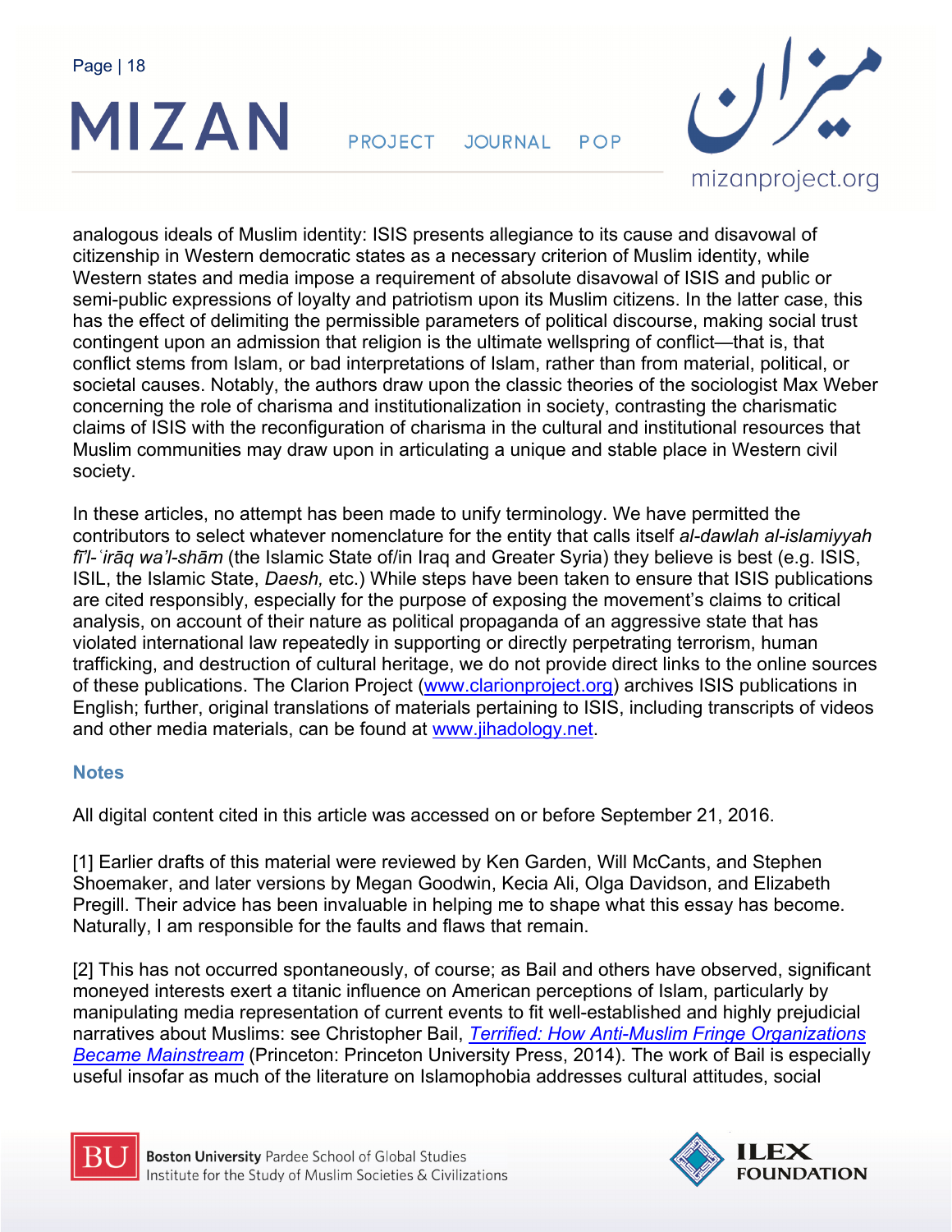analogous ideals of Muslim identity: ISIS presents allegiance to its cause and disavowal of citizenship in Western democratic states as a necessary criterion of Muslim identity, while Western states and media impose a requirement of absolute disavowal of ISIS and public or semi-public expressions of loyalty and patriotism upon its Muslim citizens. In the latter case, this has the effect of delimiting the permissible parameters of political discourse, making social trust contingent upon an admission that religion is the ultimate wellspring of conflict—that is, that conflict stems from Islam, or bad interpretations of Islam, rather than from material, political, or societal causes. Notably, the authors draw upon the classic theories of the sociologist Max Weber concerning the role of charisma and institutionalization in society, contrasting the charismatic claims of ISIS with the reconfiguration of charisma in the cultural and institutional resources that Muslim communities may draw upon in articulating a unique and stable place in Western civil society.

In these articles, no attempt has been made to unify terminology. We have permitted the contributors to select whatever nomenclature for the entity that calls itself *al-dawlah al-islamiyyah fī'l-ʿirāq wa'l-shām* (the Islamic State of/in Iraq and Greater Syria) they believe is best (e.g. ISIS, ISIL, the Islamic State, *Daesh,* etc.) While steps have been taken to ensure that ISIS publications are cited responsibly, especially for the purpose of exposing the movement's claims to critical analysis, on account of their nature as political propaganda of an aggressive state that has violated international law repeatedly in supporting or directly perpetrating terrorism, human trafficking, and destruction of cultural heritage, we do not provide direct links to the online sources of these publications. The Clarion Project (www.clarionproject.org) archives ISIS publications in English; further, original translations of materials pertaining to ISIS, including transcripts of videos and other media materials, can be found at www.jihadology.net.

## Notes

All digital content cited in this article was accessed on or before September 21, 2016.

[1] Earlier drafts of this material were reviewed by Ken Garden, Will McCants, and Stephen Shoemaker, and later versions by Megan Goodwin, Kecia Ali, Olga Davidson, and Elizabeth Pregill. Their advice has been invaluable in helping me to shape what this essay has become. Naturally, I am responsible for the faults and flaws that remain.

[2] This has not occurred spontaneously, of course; as Bail and others have observed, significant moneyed interests exert a titanic influence on American perceptions of Islam, particularly by manipulating media representation of current events to fit well-established and highly prejudicial narratives about Muslims: see Christopher Bail, *Terrified: How Anti-Muslim Fringe Organizations Became Mainstream* (Princeton: Princeton University Press, 2014). The work of Bail is especially useful insofar as much of the literature on Islamophobia addresses cultural attitudes, social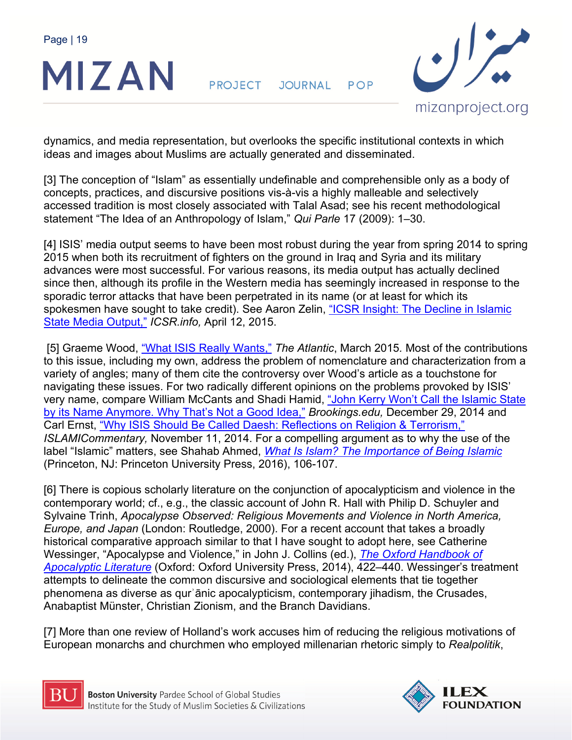dynamics, and media representation, but overlooks the specific institutional contexts in which ideas and images about Muslims are actually generated and disseminated.

[3] The conception of “Islam” as essentially undefinable and comprehensible only as a body of concepts, practices, and discursive positions vis-à-vis a highly malleable and selectively accessed tradition is most closely associated with Talal Asad; see his recent methodological statement “The Idea of an Anthropology of Islam,” *Qui Parle* 17 (2009): 1–30.

[4] ISIS’ media output seems to have been most robust during the year from spring 2014 to spring 2015 when both its recruitment of fighters on the ground in Iraq and Syria and its military advances were most successful. For various reasons, its media output has actually declined since then, although its profile in the Western media has seemingly increased in response to the sporadic terror attacks that have been perpetrated in its name (or at least for which its spokesmen have sought to take credit). See Aaron Zelin, “ICSR Insight: The Decline in Islamic State Media Output,” *ICSR.info,* April 12, 2015.

[5] Graeme Wood, “What ISIS Really Wants,” *The Atlantic*, March 2015*.* Most of the contributions to this issue, including my own, address the problem of nomenclature and characterization from a variety of angles; many of them cite the controversy over Wood’s article as a touchstone for navigating these issues. For two radically different opinions on the problems provoked by ISIS’ very name, compare William McCants and Shadi Hamid, “John Kerry Won’t Call the Islamic State by its Name Anymore. Why That’s Not a Good Idea,” *Brookings.edu,* December 29, 2014 and Carl Ernst, “Why ISIS Should Be Called Daesh: Reflections on Religion & Terrorism,” *ISLAMICommentary,* November 11, 2014. For a compelling argument as to why the use of the label “Islamic” matters, see Shahab Ahmed, *What Is Islam? The Importance of Being Islamic* (Princeton, NJ: Princeton University Press, 2016), 106-107.

[6] There is copious scholarly literature on the conjunction of apocalypticism and violence in the contemporary world; cf., e.g., the classic account of John R. Hall with Philip D. Schuyler and Sylvaine Trinh, *Apocalypse Observed: Religious Movements and Violence in North America, Europe, and Japan* (London: Routledge, 2000). For a recent account that takes a broadly historical comparative approach similar to that I have sought to adopt here, see Catherine Wessinger, “Apocalypse and Violence,” in John J. Collins (ed.), *The Oxford Handbook of Apocalyptic Literature* (Oxford: Oxford University Press, 2014), 422–440. Wessinger’s treatment attempts to delineate the common discursive and sociological elements that tie together phenomena as diverse as qurʾānic apocalypticism, contemporary jihadism, the Crusades, Anabaptist Münster, Christian Zionism, and the Branch Davidians.

[7] More than one review of Holland’s work accuses him of reducing the religious motivations of European monarchs and churchmen who employed millenarian rhetoric simply to *Realpolitik*,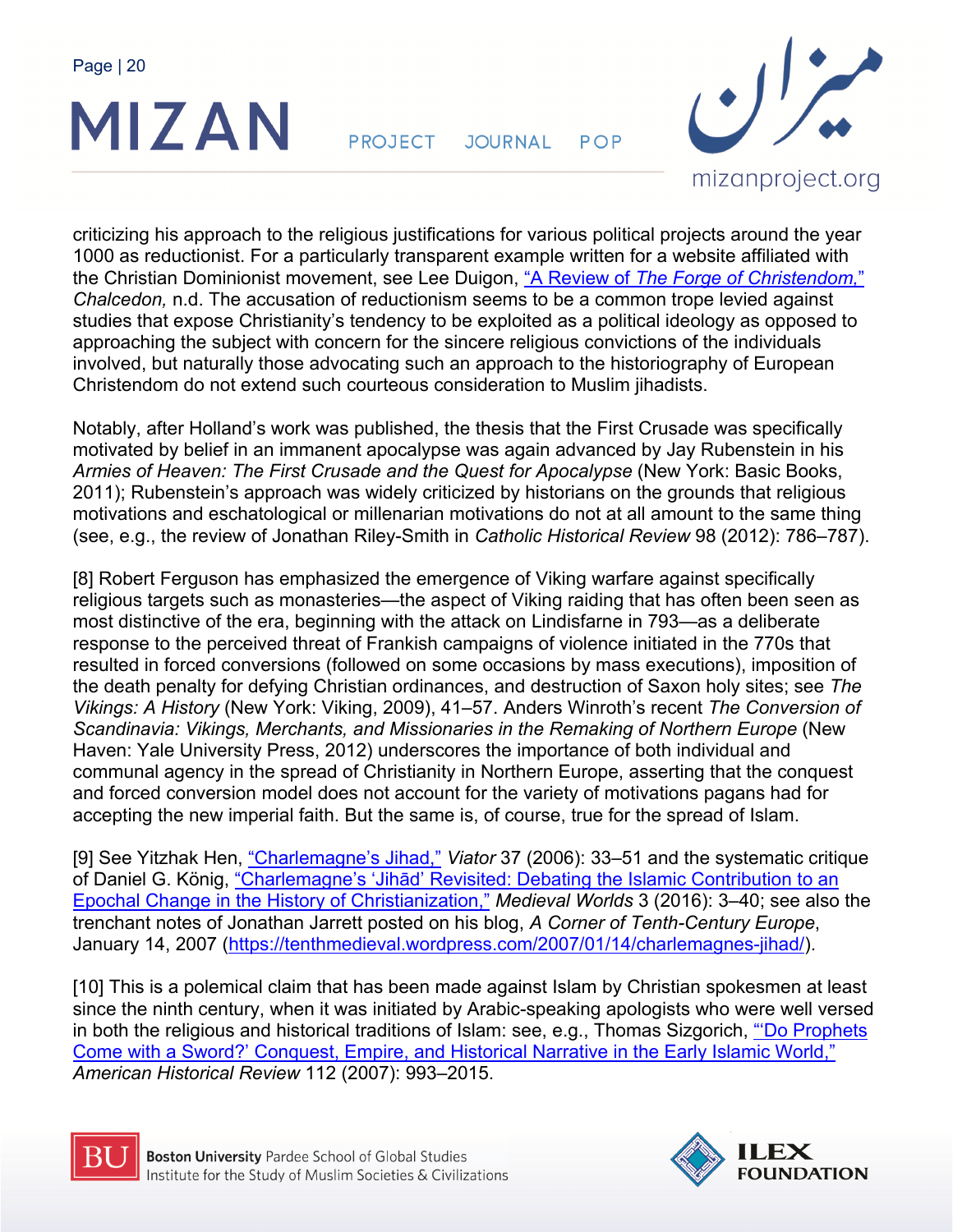criticizing his approach to the religious justifications for various political projects around the year 1000 as reductionist. For a particularly transparent example written for a website affiliated with the Christian Dominionist movement, see Lee Duigon, "A Review of *The Forge of Christendom*," *Chalcedon,* n.d. The accusation of reductionism seems to be a common trope levied against studies that expose Christianity's tendency to be exploited as a political ideology as opposed to approaching the subject with concern for the sincere religious convictions of the individuals involved, but naturally those advocating such an approach to the historiography of European Christendom do not extend such courteous consideration to Muslim jihadists.

Notably, after Holland's work was published, the thesis that the First Crusade was specifically motivated by belief in an immanent apocalypse was again advanced by Jay Rubenstein in his *Armies of Heaven: The First Crusade and the Quest for Apocalypse* (New York: Basic Books, 2011); Rubenstein's approach was widely criticized by historians on the grounds that religious motivations and eschatological or millenarian motivations do not at all amount to the same thing (see, e.g., the review of Jonathan Riley-Smith in *Catholic Historical Review* 98 (2012): 786–787).

[8] Robert Ferguson has emphasized the emergence of Viking warfare against specifically religious targets such as monasteries—the aspect of Viking raiding that has often been seen as most distinctive of the era, beginning with the attack on Lindisfarne in 793—as a deliberate response to the perceived threat of Frankish campaigns of violence initiated in the 770s that resulted in forced conversions (followed on some occasions by mass executions), imposition of the death penalty for defying Christian ordinances, and destruction of Saxon holy sites; see *The Vikings: A History* (New York: Viking, 2009), 41–57. Anders Winroth's recent *The Conversion of Scandinavia: Vikings, Merchants, and Missionaries in the Remaking of Northern Europe* (New Haven: Yale University Press, 2012) underscores the importance of both individual and communal agency in the spread of Christianity in Northern Europe, asserting that the conquest and forced conversion model does not account for the variety of motivations pagans had for accepting the new imperial faith. But the same is, of course, true for the spread of Islam.

[9] See Yitzhak Hen, "Charlemagne's Jihad," *Viator* 37 (2006): 33–51 and the systematic critique of Daniel G. König, "Charlemagne's 'Jihād' Revisited: Debating the Islamic Contribution to an Epochal Change in the History of Christianization," *Medieval Worlds* 3 (2016): 3–40; see also the trenchant notes of Jonathan Jarrett posted on his blog, *A Corner of Tenth-Century Europe*, January 14, 2007 (https://tenthmedieval.wordpress.com/2007/01/14/charlemagnes-jihad/).

[10] This is a polemical claim that has been made against Islam by Christian spokesmen at least since the ninth century, when it was initiated by Arabic-speaking apologists who were well versed in both the religious and historical traditions of Islam: see, e.g., Thomas Sizgorich, "'Do Prophets Come with a Sword?' Conquest, Empire, and Historical Narrative in the Early Islamic World," *American Historical Review* 112 (2007): 993–2015.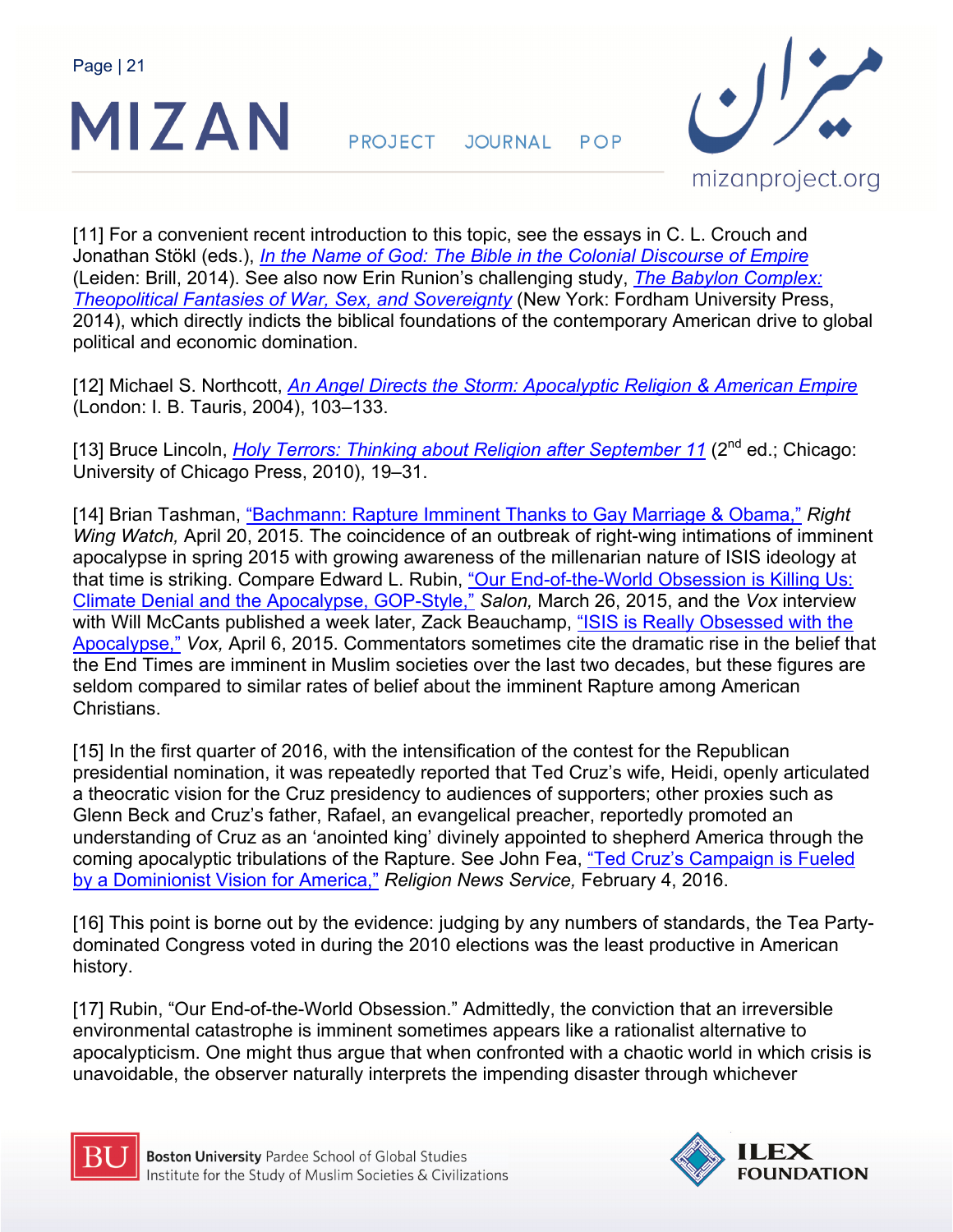[11] For a convenient recent introduction to this topic, see the essays in C. L. Crouch and Jonathan Stökl (eds.), *In the Name of God: The Bible in the Colonial Discourse of Empire* (Leiden: Brill, 2014). See also now Erin Runion's challenging study, *The Babylon Complex: Theopolitical Fantasies of War, Sex, and Sovereignty* (New York: Fordham University Press, 2014), which directly indicts the biblical foundations of the contemporary American drive to global political and economic domination.

[12] Michael S. Northcott, *An Angel Directs the Storm: Apocalyptic Religion & American Empire* (London: I. B. Tauris, 2004), 103–133.

[13] Bruce Lincoln, *Holy Terrors: Thinking about Religion after September 11* (2nd ed.; Chicago: University of Chicago Press, 2010), 19–31.

[14] Brian Tashman, "Bachmann: Rapture Imminent Thanks to Gay Marriage & Obama," *Right Wing Watch,* April 20, 2015. The coincidence of an outbreak of right-wing intimations of imminent apocalypse in spring 2015 with growing awareness of the millenarian nature of ISIS ideology at that time is striking. Compare Edward L. Rubin, "Our End-of-the-World Obsession is Killing Us: Climate Denial and the Apocalypse, GOP-Style," *Salon,* March 26, 2015, and the *Vox* interview with Will McCants published a week later, Zack Beauchamp, "ISIS is Really Obsessed with the Apocalypse," *Vox,* April 6, 2015. Commentators sometimes cite the dramatic rise in the belief that the End Times are imminent in Muslim societies over the last two decades, but these figures are seldom compared to similar rates of belief about the imminent Rapture among American Christians.

[15] In the first quarter of 2016, with the intensification of the contest for the Republican presidential nomination, it was repeatedly reported that Ted Cruz's wife, Heidi, openly articulated a theocratic vision for the Cruz presidency to audiences of supporters; other proxies such as Glenn Beck and Cruz's father, Rafael, an evangelical preacher, reportedly promoted an understanding of Cruz as an 'anointed king' divinely appointed to shepherd America through the coming apocalyptic tribulations of the Rapture. See John Fea, "Ted Cruz's Campaign is Fueled by a Dominionist Vision for America," *Religion News Service,* February 4, 2016.

[16] This point is borne out by the evidence: judging by any numbers of standards, the Tea Party-dominated Congress voted in during the 2010 elections was the least productive in American history.

[17] Rubin, "Our End-of-the-World Obsession." Admittedly, the conviction that an irreversible environmental catastrophe is imminent sometimes appears like a rationalist alternative to apocalypticism. One might thus argue that when confronted with a chaotic world in which crisis is unavoidable, the observer naturally interprets the impending disaster through whichever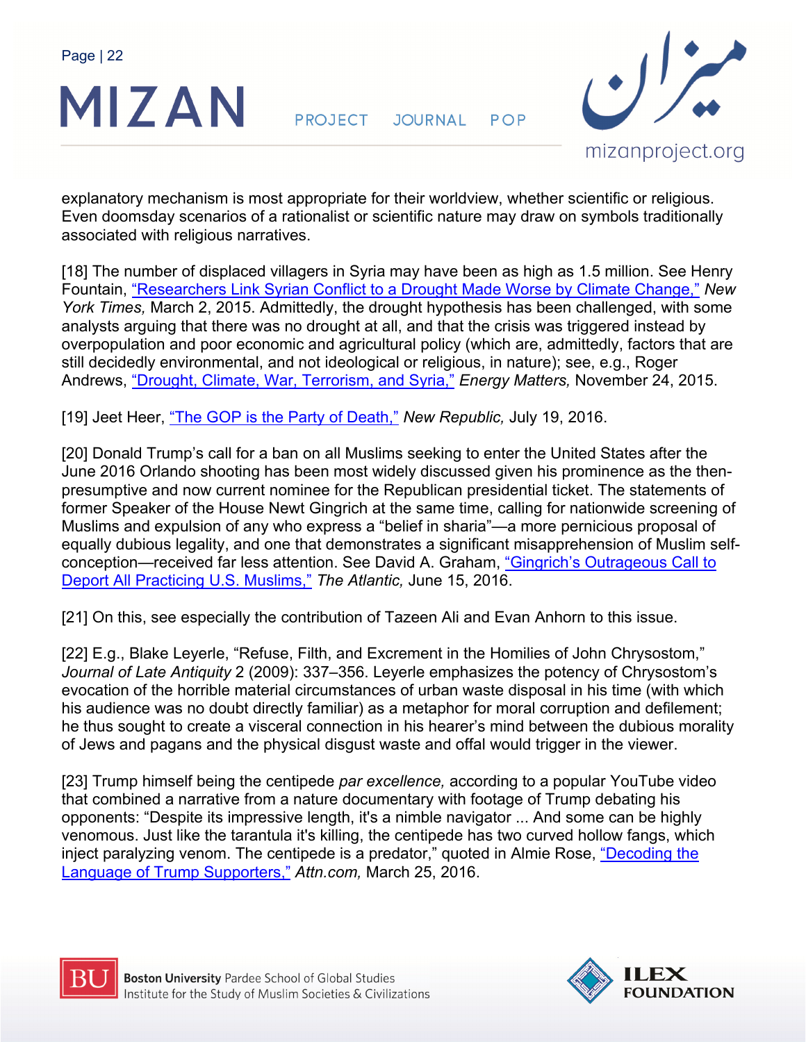explanatory mechanism is most appropriate for their worldview, whether scientific or religious. Even doomsday scenarios of a rationalist or scientific nature may draw on symbols traditionally associated with religious narratives.

[18] The number of displaced villagers in Syria may have been as high as 1.5 million. See Henry Fountain, "Researchers Link Syrian Conflict to a Drought Made Worse by Climate Change," *New York Times,* March 2, 2015. Admittedly, the drought hypothesis has been challenged, with some analysts arguing that there was no drought at all, and that the crisis was triggered instead by overpopulation and poor economic and agricultural policy (which are, admittedly, factors that are still decidedly environmental, and not ideological or religious, in nature); see, e.g., Roger Andrews, "Drought, Climate, War, Terrorism, and Syria," *Energy Matters,* November 24, 2015.

[19] Jeet Heer, "The GOP is the Party of Death," *New Republic,* July 19, 2016.

[20] Donald Trump's call for a ban on all Muslims seeking to enter the United States after the June 2016 Orlando shooting has been most widely discussed given his prominence as the then-presumptive and now current nominee for the Republican presidential ticket. The statements of former Speaker of the House Newt Gingrich at the same time, calling for nationwide screening of Muslims and expulsion of any who express a "belief in sharia"—a more pernicious proposal of equally dubious legality, and one that demonstrates a significant misapprehension of Muslim self-conception—received far less attention. See David A. Graham, "Gingrich's Outrageous Call to Deport All Practicing U.S. Muslims," *The Atlantic,* June 15, 2016.

[21] On this, see especially the contribution of Tazeen Ali and Evan Anhorn to this issue.

[22] E.g., Blake Leyerle, "Refuse, Filth, and Excrement in the Homilies of John Chrysostom," *Journal of Late Antiquity* 2 (2009): 337–356. Leyerle emphasizes the potency of Chrysostom's evocation of the horrible material circumstances of urban waste disposal in his time (with which his audience was no doubt directly familiar) as a metaphor for moral corruption and defilement; he thus sought to create a visceral connection in his hearer's mind between the dubious morality of Jews and pagans and the physical disgust waste and offal would trigger in the viewer.

[23] Trump himself being the centipede *par excellence,* according to a popular YouTube video that combined a narrative from a nature documentary with footage of Trump debating his opponents: "Despite its impressive length, it's a nimble navigator ... And some can be highly venomous. Just like the tarantula it's killing, the centipede has two curved hollow fangs, which inject paralyzing venom. The centipede is a predator," quoted in Almie Rose, "Decoding the Language of Trump Supporters," *Attn.com,* March 25, 2016.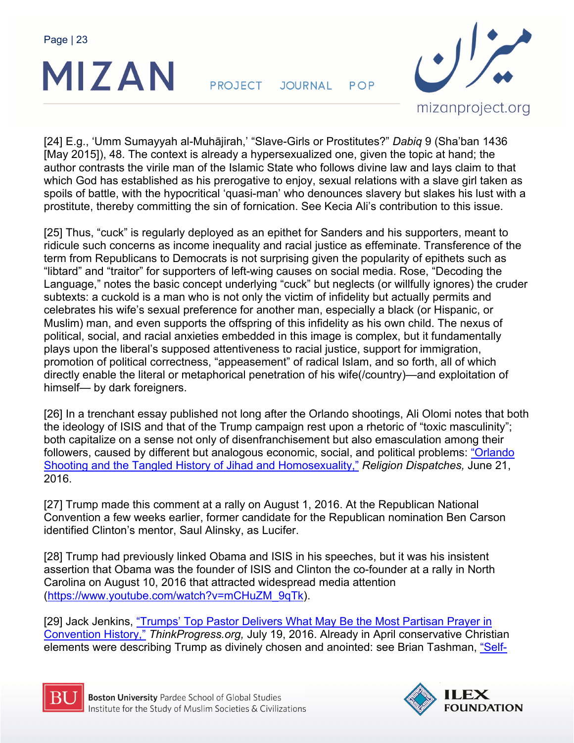[24] E.g., ‘Umm Sumayyah al-Muhājirah,’ “Slave-Girls or Prostitutes?” *Dabiq* 9 (Sha’ban 1436 [May 2015]), 48. The context is already a hypersexualized one, given the topic at hand; the author contrasts the virile man of the Islamic State who follows divine law and lays claim to that which God has established as his prerogative to enjoy, sexual relations with a slave girl taken as spoils of battle, with the hypocritical ‘quasi-man’ who denounces slavery but slakes his lust with a prostitute, thereby committing the sin of fornication. See Kecia Ali’s contribution to this issue.

[25] Thus, “cuck” is regularly deployed as an epithet for Sanders and his supporters, meant to ridicule such concerns as income inequality and racial justice as effeminate. Transference of the term from Republicans to Democrats is not surprising given the popularity of epithets such as “libtard” and “traitor” for supporters of left-wing causes on social media. Rose, “Decoding the Language,” notes the basic concept underlying “cuck” but neglects (or willfully ignores) the cruder subtexts: a cuckold is a man who is not only the victim of infidelity but actually permits and celebrates his wife’s sexual preference for another man, especially a black (or Hispanic, or Muslim) man, and even supports the offspring of this infidelity as his own child. The nexus of political, social, and racial anxieties embedded in this image is complex, but it fundamentally plays upon the liberal’s supposed attentiveness to racial justice, support for immigration, promotion of political correctness, “appeasement” of radical Islam, and so forth, all of which directly enable the literal or metaphorical penetration of his wife(/country)—and exploitation of himself— by dark foreigners.

[26] In a trenchant essay published not long after the Orlando shootings, Ali Olomi notes that both the ideology of ISIS and that of the Trump campaign rest upon a rhetoric of “toxic masculinity”; both capitalize on a sense not only of disenfranchisement but also emasculation among their followers, caused by different but analogous economic, social, and political problems: “Orlando Shooting and the Tangled History of Jihad and Homosexuality,” *Religion Dispatches,* June 21, 2016.

[27] Trump made this comment at a rally on August 1, 2016. At the Republican National Convention a few weeks earlier, former candidate for the Republican nomination Ben Carson identified Clinton’s mentor, Saul Alinsky, as Lucifer.

[28] Trump had previously linked Obama and ISIS in his speeches, but it was his insistent assertion that Obama was the founder of ISIS and Clinton the co-founder at a rally in North Carolina on August 10, 2016 that attracted widespread media attention (https://www.youtube.com/watch?v=mCHuZM_9qTk).

[29] Jack Jenkins, “Trumps’ Top Pastor Delivers What May Be the Most Partisan Prayer in Convention History,” *ThinkProgress.org,* July 19, 2016. Already in April conservative Christian elements were describing Trump as divinely chosen and anointed: see Brian Tashman, “Self-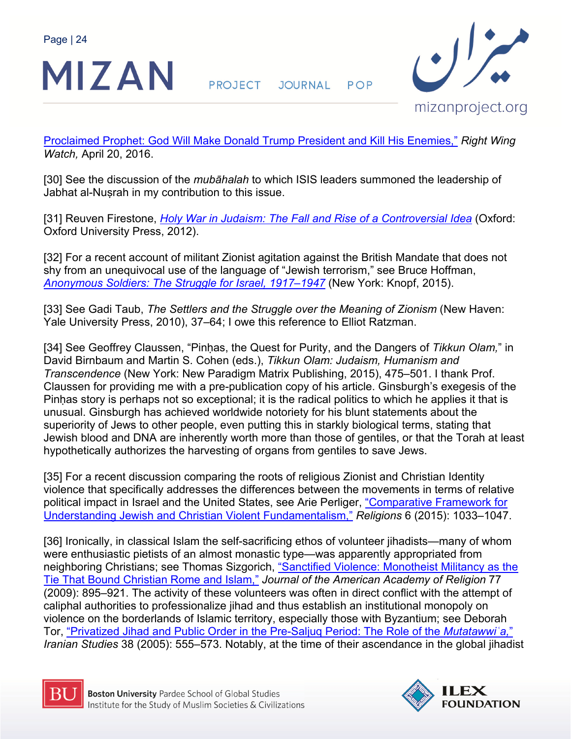Proclaimed Prophet: God Will Make Donald Trump President and Kill His Enemies," *Right Wing Watch,* April 20, 2016.

[30] See the discussion of the *mubāhalah* to which ISIS leaders summoned the leadership of Jabhat al-Nuṣrah in my contribution to this issue.

[31] Reuven Firestone, *Holy War in Judaism: The Fall and Rise of a Controversial Idea* (Oxford: Oxford University Press, 2012).

[32] For a recent account of militant Zionist agitation against the British Mandate that does not shy from an unequivocal use of the language of "Jewish terrorism," see Bruce Hoffman, *Anonymous Soldiers: The Struggle for Israel, 1917–1947* (New York: Knopf, 2015).

[33] See Gadi Taub, *The Settlers and the Struggle over the Meaning of Zionism* (New Haven: Yale University Press, 2010), 37–64; I owe this reference to Elliot Ratzman.

[34] See Geoffrey Claussen, "Pinḥas, the Quest for Purity, and the Dangers of *Tikkun Olam,*" in David Birnbaum and Martin S. Cohen (eds.), *Tikkun Olam: Judaism, Humanism and Transcendence* (New York: New Paradigm Matrix Publishing, 2015), 475–501. I thank Prof. Claussen for providing me with a pre-publication copy of his article. Ginsburgh's exegesis of the Pinḥas story is perhaps not so exceptional; it is the radical politics to which he applies it that is unusual. Ginsburgh has achieved worldwide notoriety for his blunt statements about the superiority of Jews to other people, even putting this in starkly biological terms, stating that Jewish blood and DNA are inherently worth more than those of gentiles, or that the Torah at least hypothetically authorizes the harvesting of organs from gentiles to save Jews.

[35] For a recent discussion comparing the roots of religious Zionist and Christian Identity violence that specifically addresses the differences between the movements in terms of relative political impact in Israel and the United States, see Arie Perliger, "Comparative Framework for Understanding Jewish and Christian Violent Fundamentalism," *Religions* 6 (2015): 1033–1047.

[36] Ironically, in classical Islam the self-sacrificing ethos of volunteer jihadists—many of whom were enthusiastic pietists of an almost monastic type—was apparently appropriated from neighboring Christians; see Thomas Sizgorich, "Sanctified Violence: Monotheist Militancy as the Tie That Bound Christian Rome and Islam," *Journal of the American Academy of Religion* 77 (2009): 895–921. The activity of these volunteers was often in direct conflict with the attempt of caliphal authorities to professionalize jihad and thus establish an institutional monopoly on violence on the borderlands of Islamic territory, especially those with Byzantium; see Deborah Tor, "Privatized Jihad and Public Order in the Pre-Saljuq Period: The Role of the *Mutatawwiʿa,*" *Iranian Studies* 38 (2005): 555–573. Notably, at the time of their ascendance in the global jihadist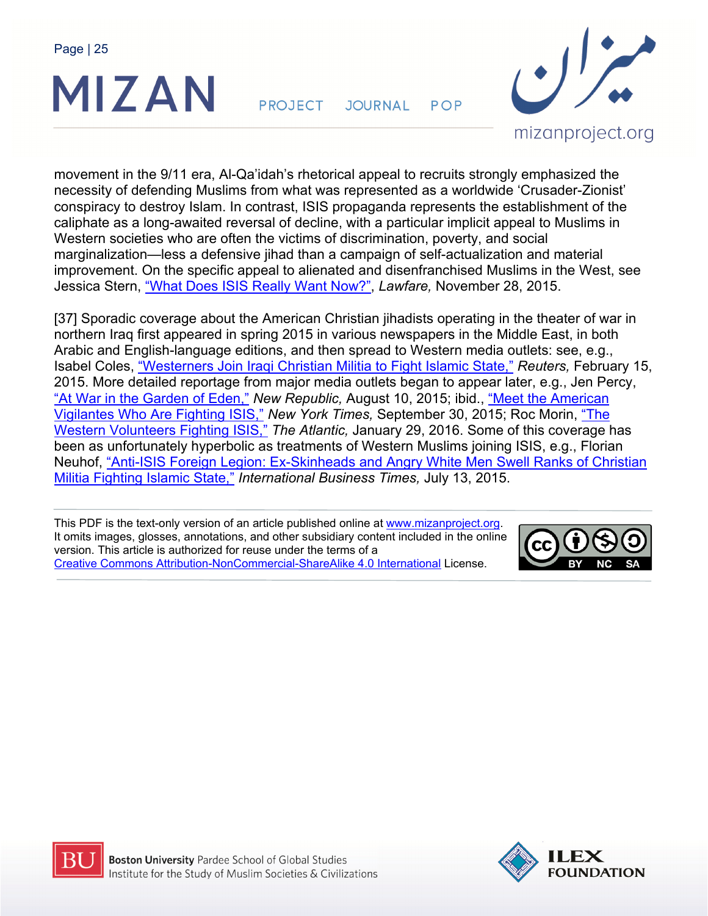movement in the 9/11 era, Al-Qa'idah's rhetorical appeal to recruits strongly emphasized the necessity of defending Muslims from what was represented as a worldwide 'Crusader-Zionist' conspiracy to destroy Islam. In contrast, ISIS propaganda represents the establishment of the caliphate as a long-awaited reversal of decline, with a particular implicit appeal to Muslims in Western societies who are often the victims of discrimination, poverty, and social marginalization—less a defensive jihad than a campaign of self-actualization and material improvement. On the specific appeal to alienated and disenfranchised Muslims in the West, see Jessica Stern, "What Does ISIS Really Want Now?", *Lawfare,* November 28, 2015.

[37] Sporadic coverage about the American Christian jihadists operating in the theater of war in northern Iraq first appeared in spring 2015 in various newspapers in the Middle East, in both Arabic and English-language editions, and then spread to Western media outlets: see, e.g., Isabel Coles, "Westerners Join Iraqi Christian Militia to Fight Islamic State," *Reuters,* February 15, 2015. More detailed reportage from major media outlets began to appear later, e.g., Jen Percy, "At War in the Garden of Eden," *New Republic,* August 10, 2015; ibid., "Meet the American Vigilantes Who Are Fighting ISIS," *New York Times,* September 30, 2015; Roc Morin, "The Western Volunteers Fighting ISIS," *The Atlantic,* January 29, 2016. Some of this coverage has been as unfortunately hyperbolic as treatments of Western Muslims joining ISIS, e.g., Florian Neuhof, "Anti-ISIS Foreign Legion: Ex-Skinheads and Angry White Men Swell Ranks of Christian Militia Fighting Islamic State," *International Business Times,* July 13, 2015.

---

This PDF is the text-only version of an article published online at www.mizanproject.org. It omits images, glosses, annotations, and other subsidiary content included in the online version. This article is authorized for reuse under the terms of a Creative Commons Attribution-NonCommercial-ShareAlike 4.0 International License.